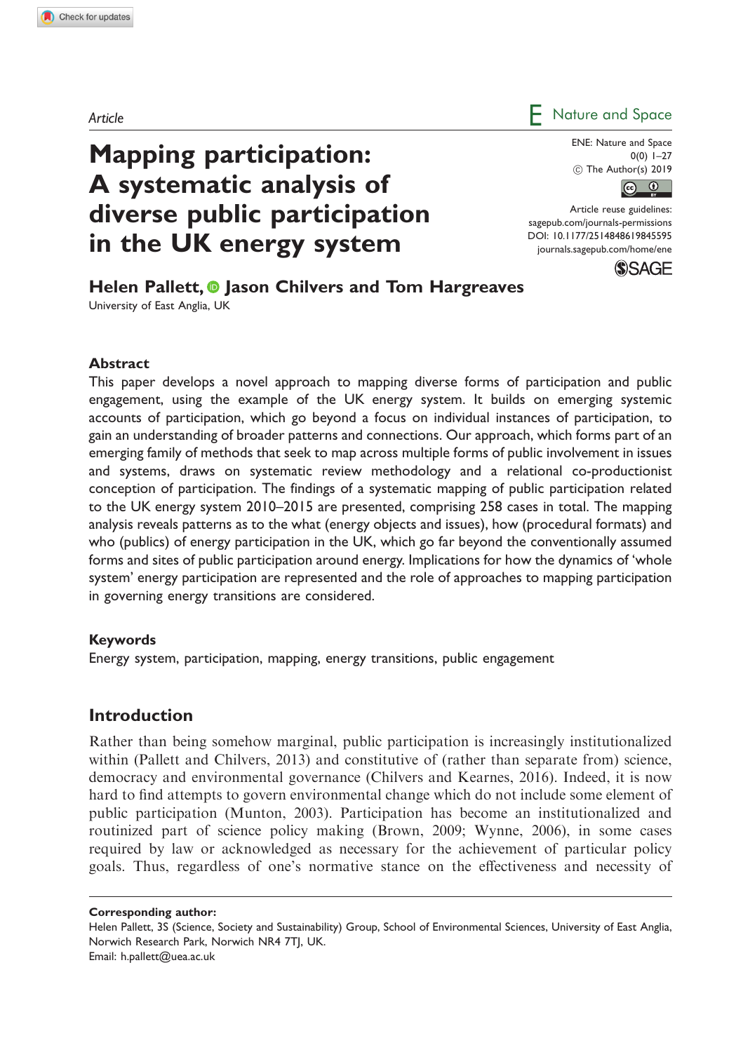Article

# Mapping participation: A systematic analysis of diverse public participation in the UK energy system

**Helen Pallett, Jason Chilvers and Tom Hargreaves**

University of East Anglia, UK

ENE: Nature and Space
0(0) 1–27
© The Author(s) 2019
Article reuse guidelines: sagepub.com/journals-permissions
DOI: 10.1177/2514848619845595
journals.sagepub.com/home/ene

## Abstract

This paper develops a novel approach to mapping diverse forms of participation and public engagement, using the example of the UK energy system. It builds on emerging systemic accounts of participation, which go beyond a focus on individual instances of participation, to gain an understanding of broader patterns and connections. Our approach, which forms part of an emerging family of methods that seek to map across multiple forms of public involvement in issues and systems, draws on systematic review methodology and a relational co-productionist conception of participation. The findings of a systematic mapping of public participation related to the UK energy system 2010–2015 are presented, comprising 258 cases in total. The mapping analysis reveals patterns as to the what (energy objects and issues), how (procedural formats) and who (publics) of energy participation in the UK, which go far beyond the conventionally assumed forms and sites of public participation around energy. Implications for how the dynamics of 'whole system' energy participation are represented and the role of approaches to mapping participation in governing energy transitions are considered.

## Keywords

Energy system, participation, mapping, energy transitions, public engagement

## Introduction

Rather than being somehow marginal, public participation is increasingly institutionalized within (Pallett and Chilvers, 2013) and constitutive of (rather than separate from) science, democracy and environmental governance (Chilvers and Kearnes, 2016). Indeed, it is now hard to find attempts to govern environmental change which do not include some element of public participation (Munton, 2003). Participation has become an institutionalized and routinized part of science policy making (Brown, 2009; Wynne, 2006), in some cases required by law or acknowledged as necessary for the achievement of particular policy goals. Thus, regardless of one's normative stance on the effectiveness and necessity of

**Corresponding author:**
Helen Pallett, 3S (Science, Society and Sustainability) Group, School of Environmental Sciences, University of East Anglia, Norwich Research Park, Norwich NR4 7TJ, UK.
Email: h.pallett@uea.ac.uk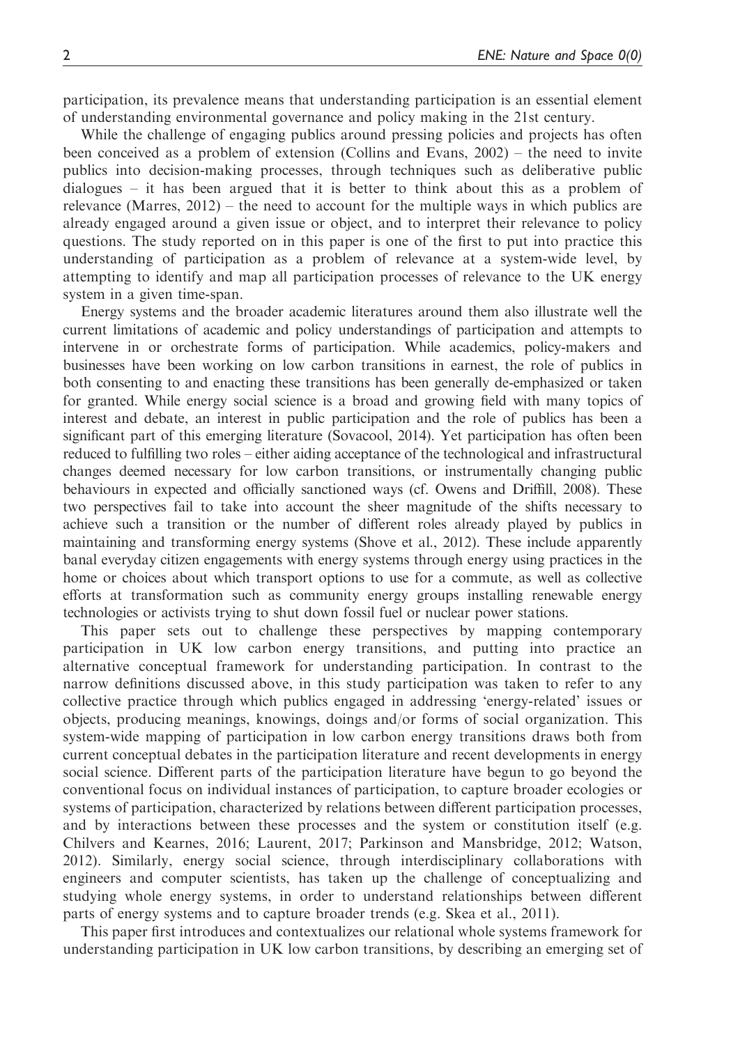participation, its prevalence means that understanding participation is an essential element of understanding environmental governance and policy making in the 21st century.

While the challenge of engaging publics around pressing policies and projects has often been conceived as a problem of extension (Collins and Evans, 2002) – the need to invite publics into decision-making processes, through techniques such as deliberative public dialogues – it has been argued that it is better to think about this as a problem of relevance (Marres, 2012) – the need to account for the multiple ways in which publics are already engaged around a given issue or object, and to interpret their relevance to policy questions. The study reported on in this paper is one of the first to put into practice this understanding of participation as a problem of relevance at a system-wide level, by attempting to identify and map all participation processes of relevance to the UK energy system in a given time-span.

Energy systems and the broader academic literatures around them also illustrate well the current limitations of academic and policy understandings of participation and attempts to intervene in or orchestrate forms of participation. While academics, policy-makers and businesses have been working on low carbon transitions in earnest, the role of publics in both consenting to and enacting these transitions has been generally de-emphasized or taken for granted. While energy social science is a broad and growing field with many topics of interest and debate, an interest in public participation and the role of publics has been a significant part of this emerging literature (Sovacool, 2014). Yet participation has often been reduced to fulfilling two roles – either aiding acceptance of the technological and infrastructural changes deemed necessary for low carbon transitions, or instrumentally changing public behaviours in expected and officially sanctioned ways (cf. Owens and Driffill, 2008). These two perspectives fail to take into account the sheer magnitude of the shifts necessary to achieve such a transition or the number of different roles already played by publics in maintaining and transforming energy systems (Shove et al., 2012). These include apparently banal everyday citizen engagements with energy systems through energy using practices in the home or choices about which transport options to use for a commute, as well as collective efforts at transformation such as community energy groups installing renewable energy technologies or activists trying to shut down fossil fuel or nuclear power stations.

This paper sets out to challenge these perspectives by mapping contemporary participation in UK low carbon energy transitions, and putting into practice an alternative conceptual framework for understanding participation. In contrast to the narrow definitions discussed above, in this study participation was taken to refer to any collective practice through which publics engaged in addressing 'energy-related' issues or objects, producing meanings, knowings, doings and/or forms of social organization. This system-wide mapping of participation in low carbon energy transitions draws both from current conceptual debates in the participation literature and recent developments in energy social science. Different parts of the participation literature have begun to go beyond the conventional focus on individual instances of participation, to capture broader ecologies or systems of participation, characterized by relations between different participation processes, and by interactions between these processes and the system or constitution itself (e.g. Chilvers and Kearnes, 2016; Laurent, 2017; Parkinson and Mansbridge, 2012; Watson, 2012). Similarly, energy social science, through interdisciplinary collaborations with engineers and computer scientists, has taken up the challenge of conceptualizing and studying whole energy systems, in order to understand relationships between different parts of energy systems and to capture broader trends (e.g. Skea et al., 2011).

This paper first introduces and contextualizes our relational whole systems framework for understanding participation in UK low carbon transitions, by describing an emerging set of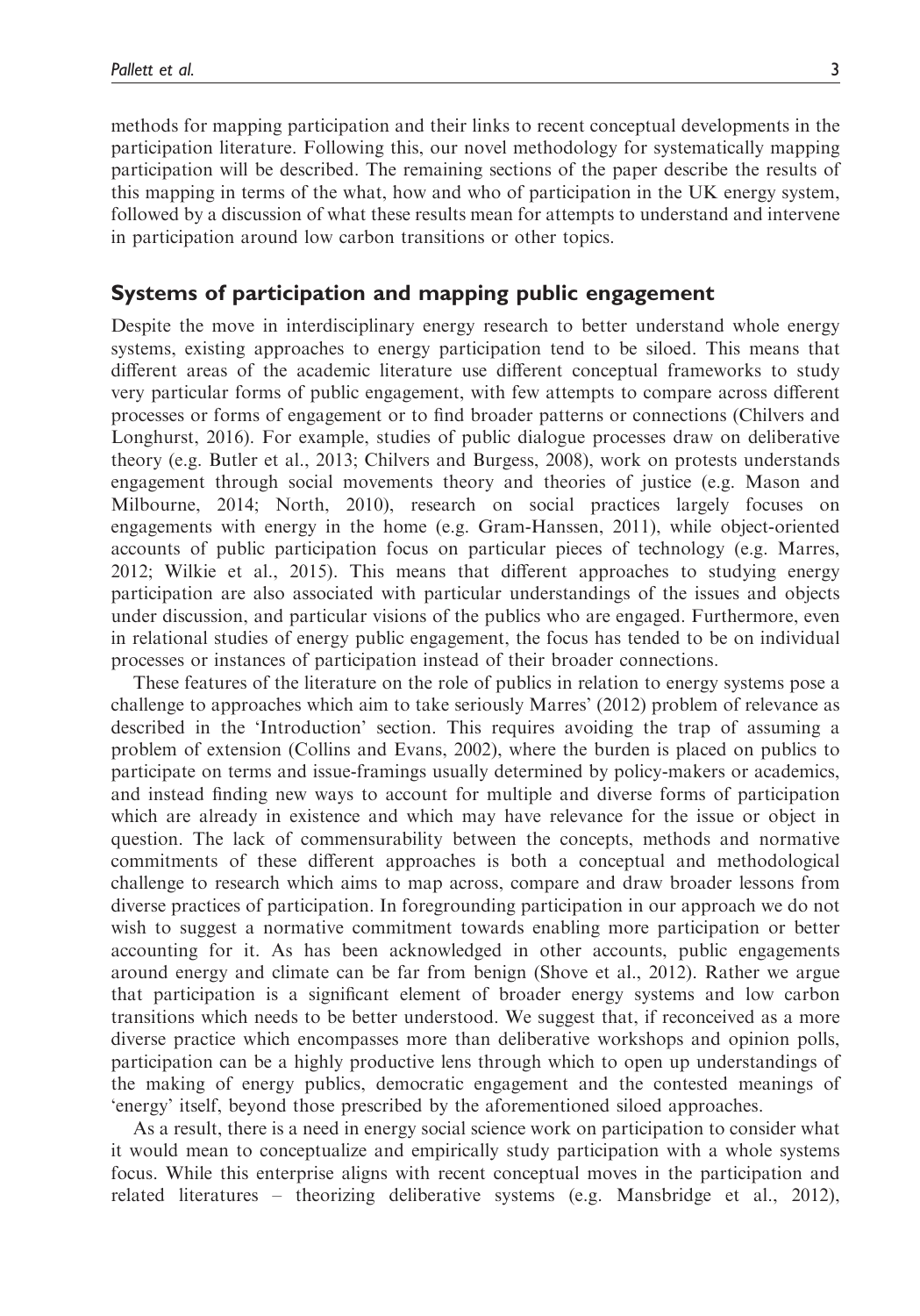methods for mapping participation and their links to recent conceptual developments in the participation literature. Following this, our novel methodology for systematically mapping participation will be described. The remaining sections of the paper describe the results of this mapping in terms of the what, how and who of participation in the UK energy system, followed by a discussion of what these results mean for attempts to understand and intervene in participation around low carbon transitions or other topics.

## Systems of participation and mapping public engagement

Despite the move in interdisciplinary energy research to better understand whole energy systems, existing approaches to energy participation tend to be siloed. This means that different areas of the academic literature use different conceptual frameworks to study very particular forms of public engagement, with few attempts to compare across different processes or forms of engagement or to find broader patterns or connections (Chilvers and Longhurst, 2016). For example, studies of public dialogue processes draw on deliberative theory (e.g. Butler et al., 2013; Chilvers and Burgess, 2008), work on protests understands engagement through social movements theory and theories of justice (e.g. Mason and Milbourne, 2014; North, 2010), research on social practices largely focuses on engagements with energy in the home (e.g. Gram-Hanssen, 2011), while object-oriented accounts of public participation focus on particular pieces of technology (e.g. Marres, 2012; Wilkie et al., 2015). This means that different approaches to studying energy participation are also associated with particular understandings of the issues and objects under discussion, and particular visions of the publics who are engaged. Furthermore, even in relational studies of energy public engagement, the focus has tended to be on individual processes or instances of participation instead of their broader connections.

These features of the literature on the role of publics in relation to energy systems pose a challenge to approaches which aim to take seriously Marres' (2012) problem of relevance as described in the 'Introduction' section. This requires avoiding the trap of assuming a problem of extension (Collins and Evans, 2002), where the burden is placed on publics to participate on terms and issue-framings usually determined by policy-makers or academics, and instead finding new ways to account for multiple and diverse forms of participation which are already in existence and which may have relevance for the issue or object in question. The lack of commensurability between the concepts, methods and normative commitments of these different approaches is both a conceptual and methodological challenge to research which aims to map across, compare and draw broader lessons from diverse practices of participation. In foregrounding participation in our approach we do not wish to suggest a normative commitment towards enabling more participation or better accounting for it. As has been acknowledged in other accounts, public engagements around energy and climate can be far from benign (Shove et al., 2012). Rather we argue that participation is a significant element of broader energy systems and low carbon transitions which needs to be better understood. We suggest that, if reconceived as a more diverse practice which encompasses more than deliberative workshops and opinion polls, participation can be a highly productive lens through which to open up understandings of the making of energy publics, democratic engagement and the contested meanings of 'energy' itself, beyond those prescribed by the aforementioned siloed approaches.

As a result, there is a need in energy social science work on participation to consider what it would mean to conceptualize and empirically study participation with a whole systems focus. While this enterprise aligns with recent conceptual moves in the participation and related literatures – theorizing deliberative systems (e.g. Mansbridge et al., 2012),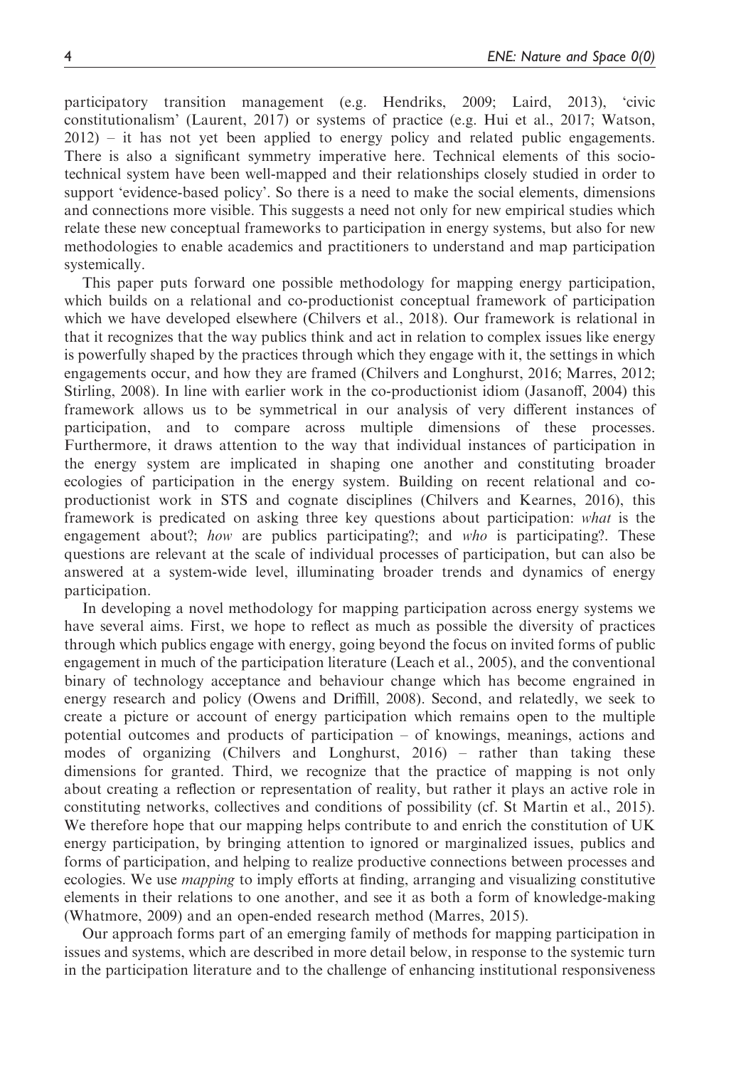participatory transition management (e.g. Hendriks, 2009; Laird, 2013), 'civic constitutionalism' (Laurent, 2017) or systems of practice (e.g. Hui et al., 2017; Watson, 2012) – it has not yet been applied to energy policy and related public engagements. There is also a significant symmetry imperative here. Technical elements of this socio-technical system have been well-mapped and their relationships closely studied in order to support 'evidence-based policy'. So there is a need to make the social elements, dimensions and connections more visible. This suggests a need not only for new empirical studies which relate these new conceptual frameworks to participation in energy systems, but also for new methodologies to enable academics and practitioners to understand and map participation systemically.

This paper puts forward one possible methodology for mapping energy participation, which builds on a relational and co-productionist conceptual framework of participation which we have developed elsewhere (Chilvers et al., 2018). Our framework is relational in that it recognizes that the way publics think and act in relation to complex issues like energy is powerfully shaped by the practices through which they engage with it, the settings in which engagements occur, and how they are framed (Chilvers and Longhurst, 2016; Marres, 2012; Stirling, 2008). In line with earlier work in the co-productionist idiom (Jasanoff, 2004) this framework allows us to be symmetrical in our analysis of very different instances of participation, and to compare across multiple dimensions of these processes. Furthermore, it draws attention to the way that individual instances of participation in the energy system are implicated in shaping one another and constituting broader ecologies of participation in the energy system. Building on recent relational and co-productionist work in STS and cognate disciplines (Chilvers and Kearnes, 2016), this framework is predicated on asking three key questions about participation: *what* is the engagement about?; *how* are publics participating?; and *who* is participating?. These questions are relevant at the scale of individual processes of participation, but can also be answered at a system-wide level, illuminating broader trends and dynamics of energy participation.

In developing a novel methodology for mapping participation across energy systems we have several aims. First, we hope to reflect as much as possible the diversity of practices through which publics engage with energy, going beyond the focus on invited forms of public engagement in much of the participation literature (Leach et al., 2005), and the conventional binary of technology acceptance and behaviour change which has become engrained in energy research and policy (Owens and Driffill, 2008). Second, and relatedly, we seek to create a picture or account of energy participation which remains open to the multiple potential outcomes and products of participation – of knowings, meanings, actions and modes of organizing (Chilvers and Longhurst, 2016) – rather than taking these dimensions for granted. Third, we recognize that the practice of mapping is not only about creating a reflection or representation of reality, but rather it plays an active role in constituting networks, collectives and conditions of possibility (cf. St Martin et al., 2015). We therefore hope that our mapping helps contribute to and enrich the constitution of UK energy participation, by bringing attention to ignored or marginalized issues, publics and forms of participation, and helping to realize productive connections between processes and ecologies. We use *mapping* to imply efforts at finding, arranging and visualizing constitutive elements in their relations to one another, and see it as both a form of knowledge-making (Whatmore, 2009) and an open-ended research method (Marres, 2015).

Our approach forms part of an emerging family of methods for mapping participation in issues and systems, which are described in more detail below, in response to the systemic turn in the participation literature and to the challenge of enhancing institutional responsiveness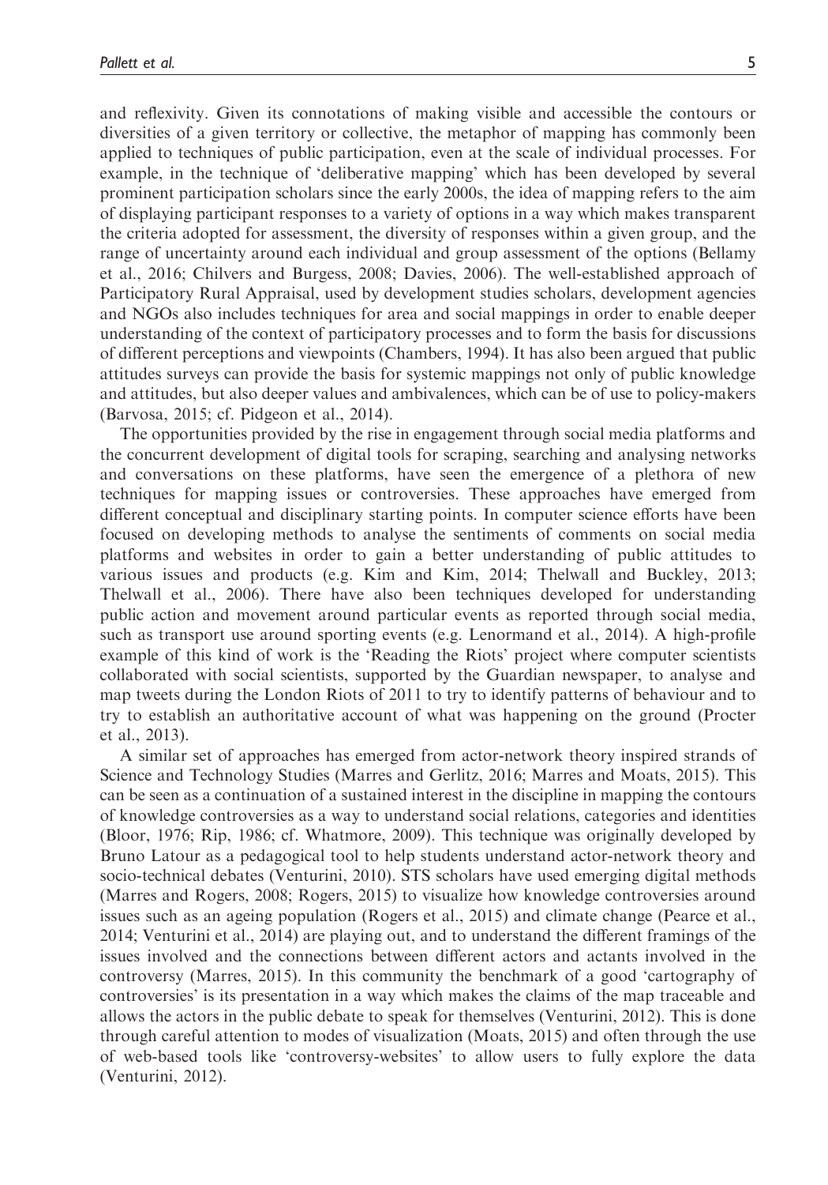and reflexivity. Given its connotations of making visible and accessible the contours or diversities of a given territory or collective, the metaphor of mapping has commonly been applied to techniques of public participation, even at the scale of individual processes. For example, in the technique of 'deliberative mapping' which has been developed by several prominent participation scholars since the early 2000s, the idea of mapping refers to the aim of displaying participant responses to a variety of options in a way which makes transparent the criteria adopted for assessment, the diversity of responses within a given group, and the range of uncertainty around each individual and group assessment of the options (Bellamy et al., 2016; Chilvers and Burgess, 2008; Davies, 2006). The well-established approach of Participatory Rural Appraisal, used by development studies scholars, development agencies and NGOs also includes techniques for area and social mappings in order to enable deeper understanding of the context of participatory processes and to form the basis for discussions of different perceptions and viewpoints (Chambers, 1994). It has also been argued that public attitudes surveys can provide the basis for systemic mappings not only of public knowledge and attitudes, but also deeper values and ambivalences, which can be of use to policy-makers (Barvosa, 2015; cf. Pidgeon et al., 2014).

The opportunities provided by the rise in engagement through social media platforms and the concurrent development of digital tools for scraping, searching and analysing networks and conversations on these platforms, have seen the emergence of a plethora of new techniques for mapping issues or controversies. These approaches have emerged from different conceptual and disciplinary starting points. In computer science efforts have been focused on developing methods to analyse the sentiments of comments on social media platforms and websites in order to gain a better understanding of public attitudes to various issues and products (e.g. Kim and Kim, 2014; Thelwall and Buckley, 2013; Thelwall et al., 2006). There have also been techniques developed for understanding public action and movement around particular events as reported through social media, such as transport use around sporting events (e.g. Lenormand et al., 2014). A high-profile example of this kind of work is the 'Reading the Riots' project where computer scientists collaborated with social scientists, supported by the Guardian newspaper, to analyse and map tweets during the London Riots of 2011 to try to identify patterns of behaviour and to try to establish an authoritative account of what was happening on the ground (Procter et al., 2013).

A similar set of approaches has emerged from actor-network theory inspired strands of Science and Technology Studies (Marres and Gerlitz, 2016; Marres and Moats, 2015). This can be seen as a continuation of a sustained interest in the discipline in mapping the contours of knowledge controversies as a way to understand social relations, categories and identities (Bloor, 1976; Rip, 1986; cf. Whatmore, 2009). This technique was originally developed by Bruno Latour as a pedagogical tool to help students understand actor-network theory and socio-technical debates (Venturini, 2010). STS scholars have used emerging digital methods (Marres and Rogers, 2008; Rogers, 2015) to visualize how knowledge controversies around issues such as an ageing population (Rogers et al., 2015) and climate change (Pearce et al., 2014; Venturini et al., 2014) are playing out, and to understand the different framings of the issues involved and the connections between different actors and actants involved in the controversy (Marres, 2015). In this community the benchmark of a good 'cartography of controversies' is its presentation in a way which makes the claims of the map traceable and allows the actors in the public debate to speak for themselves (Venturini, 2012). This is done through careful attention to modes of visualization (Moats, 2015) and often through the use of web-based tools like 'controversy-websites' to allow users to fully explore the data (Venturini, 2012).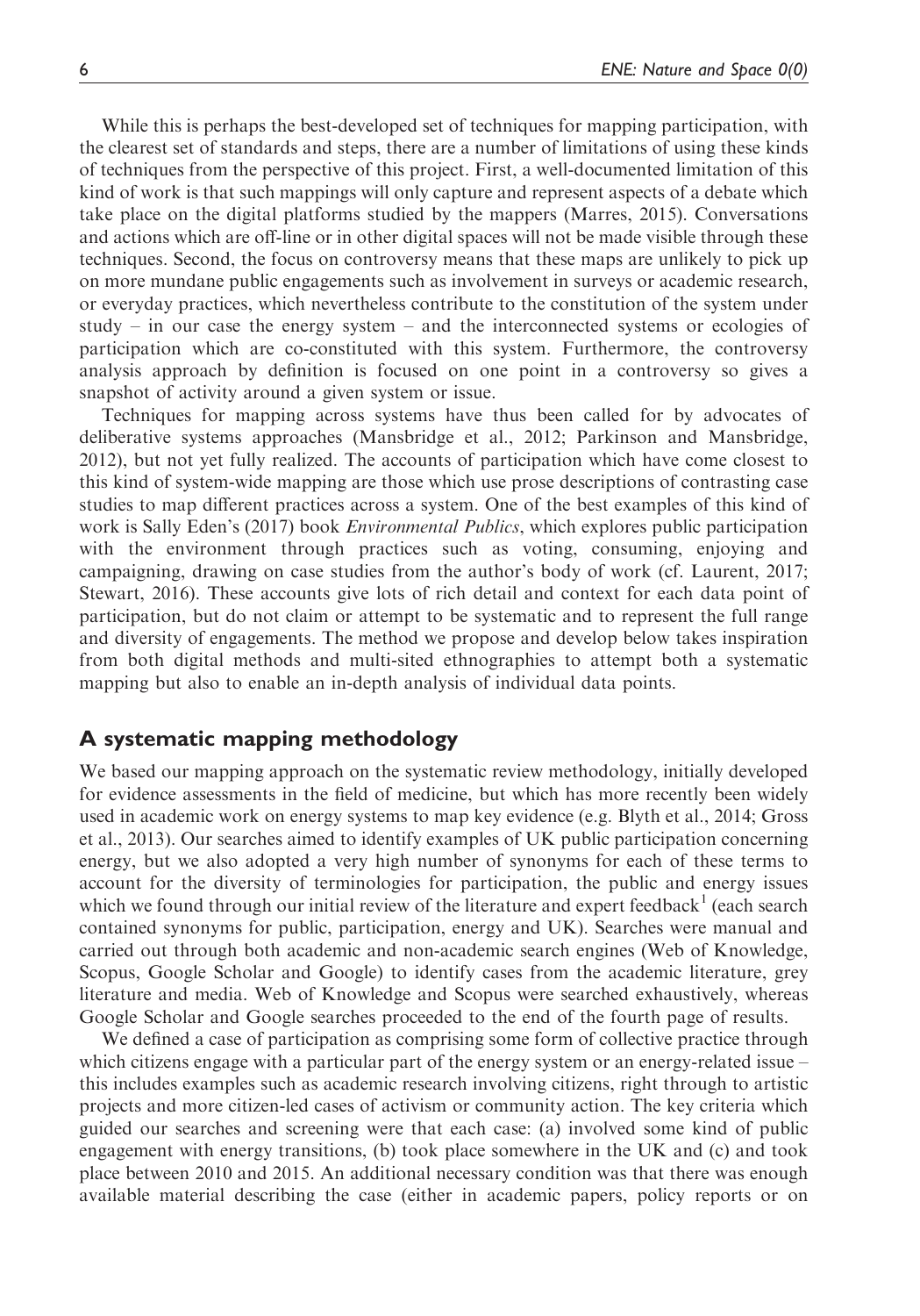While this is perhaps the best-developed set of techniques for mapping participation, with the clearest set of standards and steps, there are a number of limitations of using these kinds of techniques from the perspective of this project. First, a well-documented limitation of this kind of work is that such mappings will only capture and represent aspects of a debate which take place on the digital platforms studied by the mappers (Marres, 2015). Conversations and actions which are off-line or in other digital spaces will not be made visible through these techniques. Second, the focus on controversy means that these maps are unlikely to pick up on more mundane public engagements such as involvement in surveys or academic research, or everyday practices, which nevertheless contribute to the constitution of the system under study – in our case the energy system – and the interconnected systems or ecologies of participation which are co-constituted with this system. Furthermore, the controversy analysis approach by definition is focused on one point in a controversy so gives a snapshot of activity around a given system or issue.

Techniques for mapping across systems have thus been called for by advocates of deliberative systems approaches (Mansbridge et al., 2012; Parkinson and Mansbridge, 2012), but not yet fully realized. The accounts of participation which have come closest to this kind of system-wide mapping are those which use prose descriptions of contrasting case studies to map different practices across a system. One of the best examples of this kind of work is Sally Eden's (2017) book *Environmental Publics*, which explores public participation with the environment through practices such as voting, consuming, enjoying and campaigning, drawing on case studies from the author's body of work (cf. Laurent, 2017; Stewart, 2016). These accounts give lots of rich detail and context for each data point of participation, but do not claim or attempt to be systematic and to represent the full range and diversity of engagements. The method we propose and develop below takes inspiration from both digital methods and multi-sited ethnographies to attempt both a systematic mapping but also to enable an in-depth analysis of individual data points.

## A systematic mapping methodology

We based our mapping approach on the systematic review methodology, initially developed for evidence assessments in the field of medicine, but which has more recently been widely used in academic work on energy systems to map key evidence (e.g. Blyth et al., 2014; Gross et al., 2013). Our searches aimed to identify examples of UK public participation concerning energy, but we also adopted a very high number of synonyms for each of these terms to account for the diversity of terminologies for participation, the public and energy issues which we found through our initial review of the literature and expert feedback[1] (each search contained synonyms for public, participation, energy and UK). Searches were manual and carried out through both academic and non-academic search engines (Web of Knowledge, Scopus, Google Scholar and Google) to identify cases from the academic literature, grey literature and media. Web of Knowledge and Scopus were searched exhaustively, whereas Google Scholar and Google searches proceeded to the end of the fourth page of results.

We defined a case of participation as comprising some form of collective practice through which citizens engage with a particular part of the energy system or an energy-related issue – this includes examples such as academic research involving citizens, right through to artistic projects and more citizen-led cases of activism or community action. The key criteria which guided our searches and screening were that each case: (a) involved some kind of public engagement with energy transitions, (b) took place somewhere in the UK and (c) and took place between 2010 and 2015. An additional necessary condition was that there was enough available material describing the case (either in academic papers, policy reports or on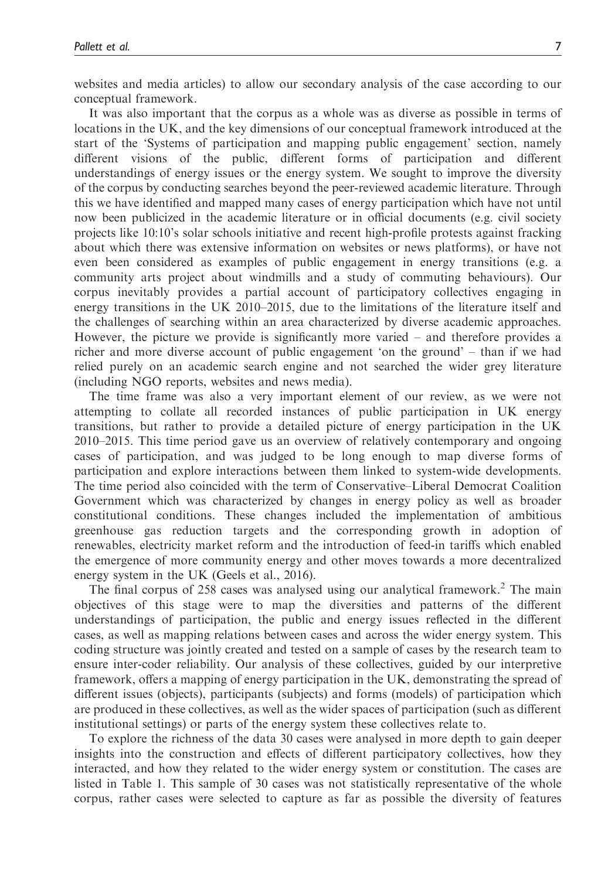websites and media articles) to allow our secondary analysis of the case according to our conceptual framework.

It was also important that the corpus as a whole was as diverse as possible in terms of locations in the UK, and the key dimensions of our conceptual framework introduced at the start of the 'Systems of participation and mapping public engagement' section, namely different visions of the public, different forms of participation and different understandings of energy issues or the energy system. We sought to improve the diversity of the corpus by conducting searches beyond the peer-reviewed academic literature. Through this we have identified and mapped many cases of energy participation which have not until now been publicized in the academic literature or in official documents (e.g. civil society projects like 10:10's solar schools initiative and recent high-profile protests against fracking about which there was extensive information on websites or news platforms), or have not even been considered as examples of public engagement in energy transitions (e.g. a community arts project about windmills and a study of commuting behaviours). Our corpus inevitably provides a partial account of participatory collectives engaging in energy transitions in the UK 2010–2015, due to the limitations of the literature itself and the challenges of searching within an area characterized by diverse academic approaches. However, the picture we provide is significantly more varied – and therefore provides a richer and more diverse account of public engagement 'on the ground' – than if we had relied purely on an academic search engine and not searched the wider grey literature (including NGO reports, websites and news media).

The time frame was also a very important element of our review, as we were not attempting to collate all recorded instances of public participation in UK energy transitions, but rather to provide a detailed picture of energy participation in the UK 2010–2015. This time period gave us an overview of relatively contemporary and ongoing cases of participation, and was judged to be long enough to map diverse forms of participation and explore interactions between them linked to system-wide developments. The time period also coincided with the term of Conservative–Liberal Democrat Coalition Government which was characterized by changes in energy policy as well as broader constitutional conditions. These changes included the implementation of ambitious greenhouse gas reduction targets and the corresponding growth in adoption of renewables, electricity market reform and the introduction of feed-in tariffs which enabled the emergence of more community energy and other moves towards a more decentralized energy system in the UK (Geels et al., 2016).

The final corpus of 258 cases was analysed using our analytical framework.[2] The main objectives of this stage were to map the diversities and patterns of the different understandings of participation, the public and energy issues reflected in the different cases, as well as mapping relations between cases and across the wider energy system. This coding structure was jointly created and tested on a sample of cases by the research team to ensure inter-coder reliability. Our analysis of these collectives, guided by our interpretive framework, offers a mapping of energy participation in the UK, demonstrating the spread of different issues (objects), participants (subjects) and forms (models) of participation which are produced in these collectives, as well as the wider spaces of participation (such as different institutional settings) or parts of the energy system these collectives relate to.

To explore the richness of the data 30 cases were analysed in more depth to gain deeper insights into the construction and effects of different participatory collectives, how they interacted, and how they related to the wider energy system or constitution. The cases are listed in Table 1. This sample of 30 cases was not statistically representative of the whole corpus, rather cases were selected to capture as far as possible the diversity of features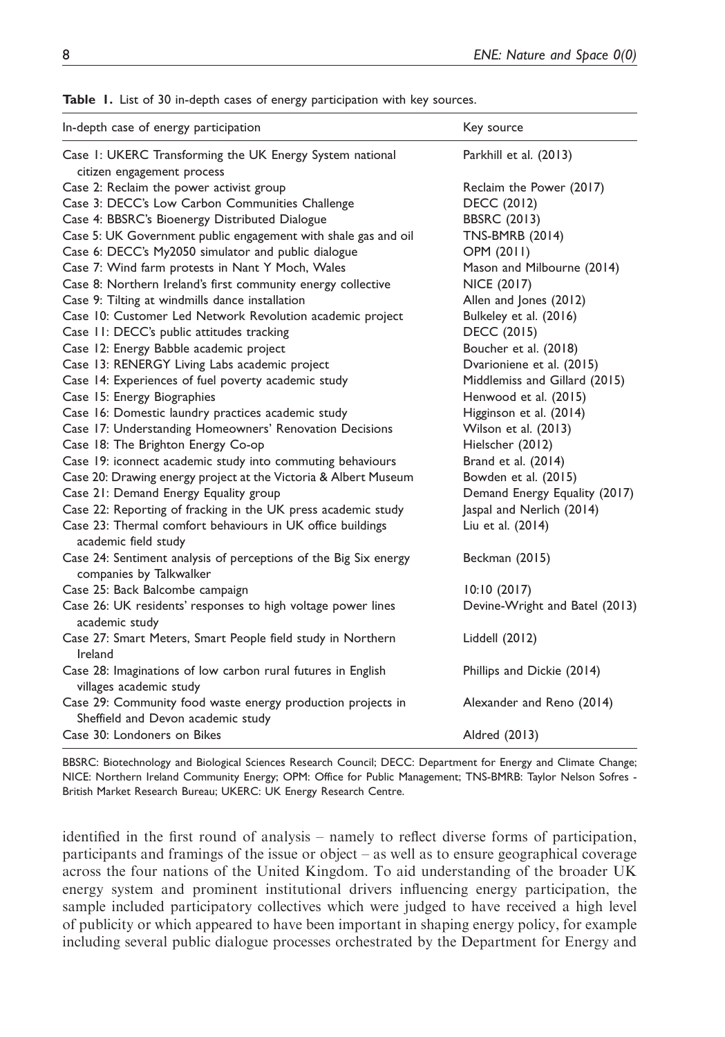**Table 1.** List of 30 in-depth cases of energy participation with key sources.

| In-depth case of energy participation | Key source |
|---|---|
| Case 1: UKERC Transforming the UK Energy System national citizen engagement process | Parkhill et al. (2013) |
| Case 2: Reclaim the power activist group | Reclaim the Power (2017) |
| Case 3: DECC's Low Carbon Communities Challenge | DECC (2012) |
| Case 4: BBSRC's Bioenergy Distributed Dialogue | BBSRC (2013) |
| Case 5: UK Government public engagement with shale gas and oil | TNS-BMRB (2014) |
| Case 6: DECC's My2050 simulator and public dialogue | OPM (2011) |
| Case 7: Wind farm protests in Nant Y Moch, Wales | Mason and Milbourne (2014) |
| Case 8: Northern Ireland's first community energy collective | NICE (2017) |
| Case 9: Tilting at windmills dance installation | Allen and Jones (2012) |
| Case 10: Customer Led Network Revolution academic project | Bulkeley et al. (2016) |
| Case 11: DECC's public attitudes tracking | DECC (2015) |
| Case 12: Energy Babble academic project | Boucher et al. (2018) |
| Case 13: RENERGY Living Labs academic project | Dvarioniene et al. (2015) |
| Case 14: Experiences of fuel poverty academic study | Middlemiss and Gillard (2015) |
| Case 15: Energy Biographies | Henwood et al. (2015) |
| Case 16: Domestic laundry practices academic study | Higginson et al. (2014) |
| Case 17: Understanding Homeowners' Renovation Decisions | Wilson et al. (2013) |
| Case 18: The Brighton Energy Co-op | Hielscher (2012) |
| Case 19: iconnect academic study into commuting behaviours | Brand et al. (2014) |
| Case 20: Drawing energy project at the Victoria & Albert Museum | Bowden et al. (2015) |
| Case 21: Demand Energy Equality group | Demand Energy Equality (2017) |
| Case 22: Reporting of fracking in the UK press academic study | Jaspal and Nerlich (2014) |
| Case 23: Thermal comfort behaviours in UK office buildings academic field study | Liu et al. (2014) |
| Case 24: Sentiment analysis of perceptions of the Big Six energy companies by Talkwalker | Beckman (2015) |
| Case 25: Back Balcombe campaign | 10:10 (2017) |
| Case 26: UK residents' responses to high voltage power lines academic study | Devine-Wright and Batel (2013) |
| Case 27: Smart Meters, Smart People field study in Northern Ireland | Liddell (2012) |
| Case 28: Imaginations of low carbon rural futures in English villages academic study | Phillips and Dickie (2014) |
| Case 29: Community food waste energy production projects in Sheffield and Devon academic study | Alexander and Reno (2014) |
| Case 30: Londoners on Bikes | Aldred (2013) |

BBSRC: Biotechnology and Biological Sciences Research Council; DECC: Department for Energy and Climate Change; NICE: Northern Ireland Community Energy; OPM: Office for Public Management; TNS-BMRB: Taylor Nelson Sofres - British Market Research Bureau; UKERC: UK Energy Research Centre.

identified in the first round of analysis – namely to reflect diverse forms of participation, participants and framings of the issue or object – as well as to ensure geographical coverage across the four nations of the United Kingdom. To aid understanding of the broader UK energy system and prominent institutional drivers influencing energy participation, the sample included participatory collectives which were judged to have received a high level of publicity or which appeared to have been important in shaping energy policy, for example including several public dialogue processes orchestrated by the Department for Energy and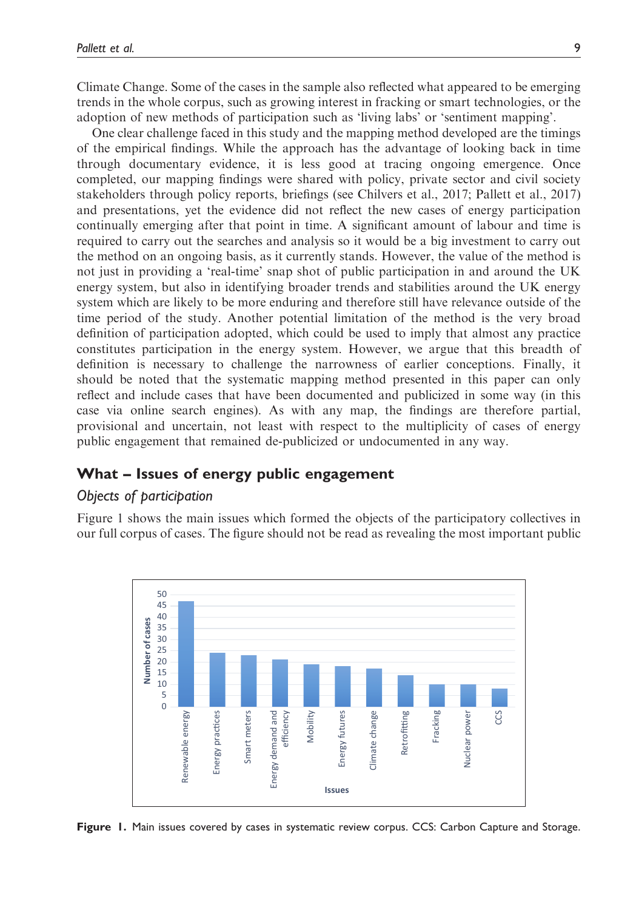Climate Change. Some of the cases in the sample also reflected what appeared to be emerging trends in the whole corpus, such as growing interest in fracking or smart technologies, or the adoption of new methods of participation such as 'living labs' or 'sentiment mapping'.

One clear challenge faced in this study and the mapping method developed are the timings of the empirical findings. While the approach has the advantage of looking back in time through documentary evidence, it is less good at tracing ongoing emergence. Once completed, our mapping findings were shared with policy, private sector and civil society stakeholders through policy reports, briefings (see Chilvers et al., 2017; Pallett et al., 2017) and presentations, yet the evidence did not reflect the new cases of energy participation continually emerging after that point in time. A significant amount of labour and time is required to carry out the searches and analysis so it would be a big investment to carry out the method on an ongoing basis, as it currently stands. However, the value of the method is not just in providing a 'real-time' snap shot of public participation in and around the UK energy system, but also in identifying broader trends and stabilities around the UK energy system which are likely to be more enduring and therefore still have relevance outside of the time period of the study. Another potential limitation of the method is the very broad definition of participation adopted, which could be used to imply that almost any practice constitutes participation in the energy system. However, we argue that this breadth of definition is necessary to challenge the narrowness of earlier conceptions. Finally, it should be noted that the systematic mapping method presented in this paper can only reflect and include cases that have been documented and publicized in some way (in this case via online search engines). As with any map, the findings are therefore partial, provisional and uncertain, not least with respect to the multiplicity of cases of energy public engagement that remained de-publicized or undocumented in any way.

## What – Issues of energy public engagement

### *Objects of participation*

Figure 1 shows the main issues which formed the objects of the participatory collectives in our full corpus of cases. The figure should not be read as revealing the most important public

**Figure 1.** Main issues covered by cases in systematic review corpus. CCS: Carbon Capture and Storage.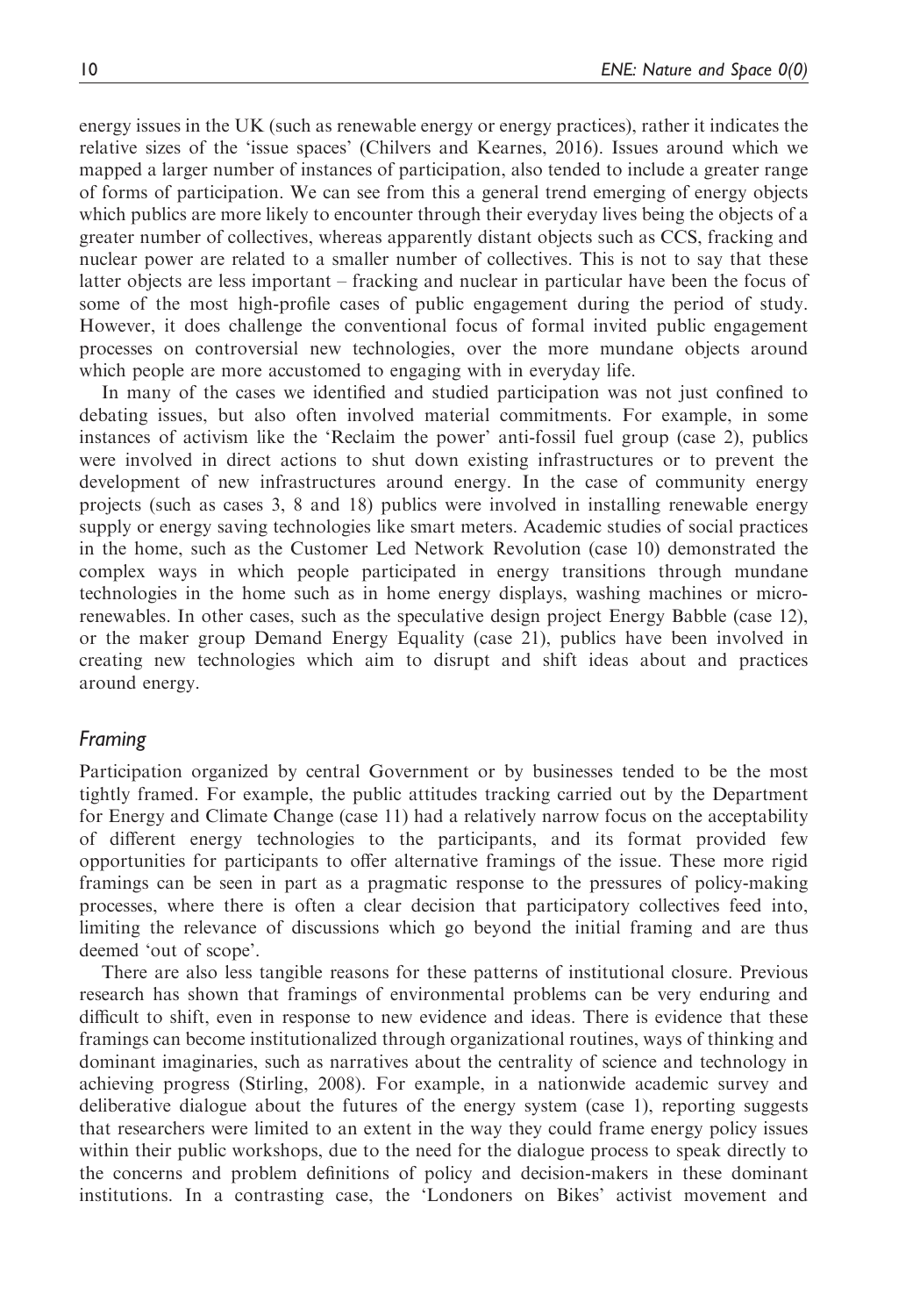energy issues in the UK (such as renewable energy or energy practices), rather it indicates the relative sizes of the 'issue spaces' (Chilvers and Kearnes, 2016). Issues around which we mapped a larger number of instances of participation, also tended to include a greater range of forms of participation. We can see from this a general trend emerging of energy objects which publics are more likely to encounter through their everyday lives being the objects of a greater number of collectives, whereas apparently distant objects such as CCS, fracking and nuclear power are related to a smaller number of collectives. This is not to say that these latter objects are less important – fracking and nuclear in particular have been the focus of some of the most high-profile cases of public engagement during the period of study. However, it does challenge the conventional focus of formal invited public engagement processes on controversial new technologies, over the more mundane objects around which people are more accustomed to engaging with in everyday life.

In many of the cases we identified and studied participation was not just confined to debating issues, but also often involved material commitments. For example, in some instances of activism like the 'Reclaim the power' anti-fossil fuel group (case 2), publics were involved in direct actions to shut down existing infrastructures or to prevent the development of new infrastructures around energy. In the case of community energy projects (such as cases 3, 8 and 18) publics were involved in installing renewable energy supply or energy saving technologies like smart meters. Academic studies of social practices in the home, such as the Customer Led Network Revolution (case 10) demonstrated the complex ways in which people participated in energy transitions through mundane technologies in the home such as in home energy displays, washing machines or micro-renewables. In other cases, such as the speculative design project Energy Babble (case 12), or the maker group Demand Energy Equality (case 21), publics have been involved in creating new technologies which aim to disrupt and shift ideas about and practices around energy.

## *Framing*

Participation organized by central Government or by businesses tended to be the most tightly framed. For example, the public attitudes tracking carried out by the Department for Energy and Climate Change (case 11) had a relatively narrow focus on the acceptability of different energy technologies to the participants, and its format provided few opportunities for participants to offer alternative framings of the issue. These more rigid framings can be seen in part as a pragmatic response to the pressures of policy-making processes, where there is often a clear decision that participatory collectives feed into, limiting the relevance of discussions which go beyond the initial framing and are thus deemed 'out of scope'.

There are also less tangible reasons for these patterns of institutional closure. Previous research has shown that framings of environmental problems can be very enduring and difficult to shift, even in response to new evidence and ideas. There is evidence that these framings can become institutionalized through organizational routines, ways of thinking and dominant imaginaries, such as narratives about the centrality of science and technology in achieving progress (Stirling, 2008). For example, in a nationwide academic survey and deliberative dialogue about the futures of the energy system (case 1), reporting suggests that researchers were limited to an extent in the way they could frame energy policy issues within their public workshops, due to the need for the dialogue process to speak directly to the concerns and problem definitions of policy and decision-makers in these dominant institutions. In a contrasting case, the 'Londoners on Bikes' activist movement and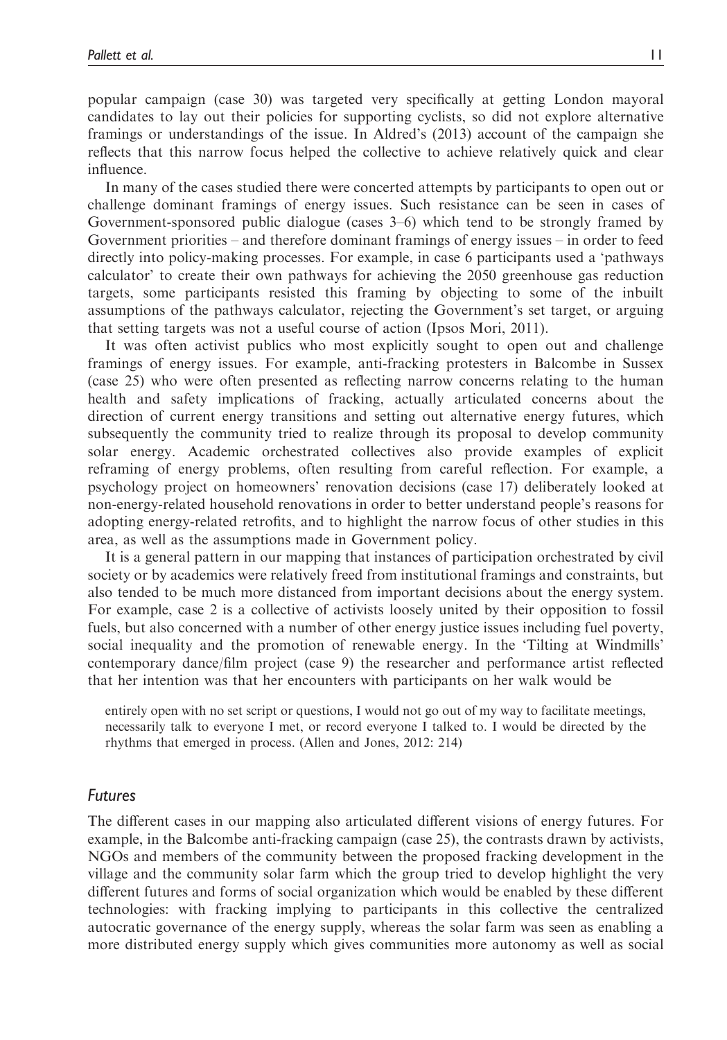popular campaign (case 30) was targeted very specifically at getting London mayoral candidates to lay out their policies for supporting cyclists, so did not explore alternative framings or understandings of the issue. In Aldred's (2013) account of the campaign she reflects that this narrow focus helped the collective to achieve relatively quick and clear influence.

In many of the cases studied there were concerted attempts by participants to open out or challenge dominant framings of energy issues. Such resistance can be seen in cases of Government-sponsored public dialogue (cases 3–6) which tend to be strongly framed by Government priorities – and therefore dominant framings of energy issues – in order to feed directly into policy-making processes. For example, in case 6 participants used a 'pathways calculator' to create their own pathways for achieving the 2050 greenhouse gas reduction targets, some participants resisted this framing by objecting to some of the inbuilt assumptions of the pathways calculator, rejecting the Government's set target, or arguing that setting targets was not a useful course of action (Ipsos Mori, 2011).

It was often activist publics who most explicitly sought to open out and challenge framings of energy issues. For example, anti-fracking protesters in Balcombe in Sussex (case 25) who were often presented as reflecting narrow concerns relating to the human health and safety implications of fracking, actually articulated concerns about the direction of current energy transitions and setting out alternative energy futures, which subsequently the community tried to realize through its proposal to develop community solar energy. Academic orchestrated collectives also provide examples of explicit reframing of energy problems, often resulting from careful reflection. For example, a psychology project on homeowners' renovation decisions (case 17) deliberately looked at non-energy-related household renovations in order to better understand people's reasons for adopting energy-related retrofits, and to highlight the narrow focus of other studies in this area, as well as the assumptions made in Government policy.

It is a general pattern in our mapping that instances of participation orchestrated by civil society or by academics were relatively freed from institutional framings and constraints, but also tended to be much more distanced from important decisions about the energy system. For example, case 2 is a collective of activists loosely united by their opposition to fossil fuels, but also concerned with a number of other energy justice issues including fuel poverty, social inequality and the promotion of renewable energy. In the 'Tilting at Windmills' contemporary dance/film project (case 9) the researcher and performance artist reflected that her intention was that her encounters with participants on her walk would be

> entirely open with no set script or questions, I would not go out of my way to facilitate meetings, necessarily talk to everyone I met, or record everyone I talked to. I would be directed by the rhythms that emerged in process. (Allen and Jones, 2012: 214)

### *Futures*

The different cases in our mapping also articulated different visions of energy futures. For example, in the Balcombe anti-fracking campaign (case 25), the contrasts drawn by activists, NGOs and members of the community between the proposed fracking development in the village and the community solar farm which the group tried to develop highlight the very different futures and forms of social organization which would be enabled by these different technologies: with fracking implying to participants in this collective the centralized autocratic governance of the energy supply, whereas the solar farm was seen as enabling a more distributed energy supply which gives communities more autonomy as well as social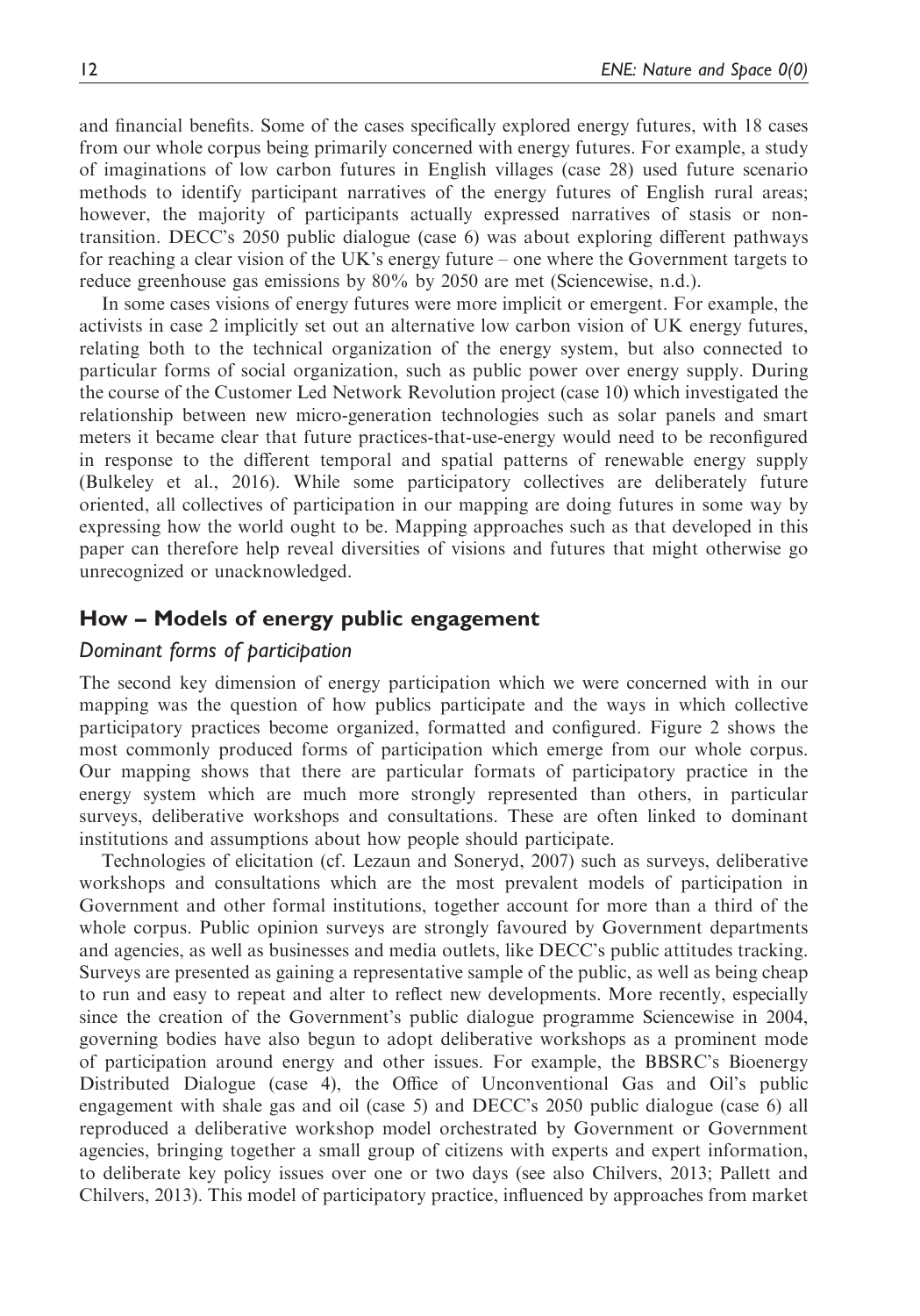and financial benefits. Some of the cases specifically explored energy futures, with 18 cases from our whole corpus being primarily concerned with energy futures. For example, a study of imaginations of low carbon futures in English villages (case 28) used future scenario methods to identify participant narratives of the energy futures of English rural areas; however, the majority of participants actually expressed narratives of stasis or non-transition. DECC's 2050 public dialogue (case 6) was about exploring different pathways for reaching a clear vision of the UK's energy future – one where the Government targets to reduce greenhouse gas emissions by 80% by 2050 are met (Sciencewise, n.d.).

In some cases visions of energy futures were more implicit or emergent. For example, the activists in case 2 implicitly set out an alternative low carbon vision of UK energy futures, relating both to the technical organization of the energy system, but also connected to particular forms of social organization, such as public power over energy supply. During the course of the Customer Led Network Revolution project (case 10) which investigated the relationship between new micro-generation technologies such as solar panels and smart meters it became clear that future practices-that-use-energy would need to be reconfigured in response to the different temporal and spatial patterns of renewable energy supply (Bulkeley et al., 2016). While some participatory collectives are deliberately future oriented, all collectives of participation in our mapping are doing futures in some way by expressing how the world ought to be. Mapping approaches such as that developed in this paper can therefore help reveal diversities of visions and futures that might otherwise go unrecognized or unacknowledged.

## How – Models of energy public engagement

### *Dominant forms of participation*

The second key dimension of energy participation which we were concerned with in our mapping was the question of how publics participate and the ways in which collective participatory practices become organized, formatted and configured. Figure 2 shows the most commonly produced forms of participation which emerge from our whole corpus. Our mapping shows that there are particular formats of participatory practice in the energy system which are much more strongly represented than others, in particular surveys, deliberative workshops and consultations. These are often linked to dominant institutions and assumptions about how people should participate.

Technologies of elicitation (cf. Lezaun and Soneryd, 2007) such as surveys, deliberative workshops and consultations which are the most prevalent models of participation in Government and other formal institutions, together account for more than a third of the whole corpus. Public opinion surveys are strongly favoured by Government departments and agencies, as well as businesses and media outlets, like DECC's public attitudes tracking. Surveys are presented as gaining a representative sample of the public, as well as being cheap to run and easy to repeat and alter to reflect new developments. More recently, especially since the creation of the Government's public dialogue programme Sciencewise in 2004, governing bodies have also begun to adopt deliberative workshops as a prominent mode of participation around energy and other issues. For example, the BBSRC's Bioenergy Distributed Dialogue (case 4), the Office of Unconventional Gas and Oil's public engagement with shale gas and oil (case 5) and DECC's 2050 public dialogue (case 6) all reproduced a deliberative workshop model orchestrated by Government or Government agencies, bringing together a small group of citizens with experts and expert information, to deliberate key policy issues over one or two days (see also Chilvers, 2013; Pallett and Chilvers, 2013). This model of participatory practice, influenced by approaches from market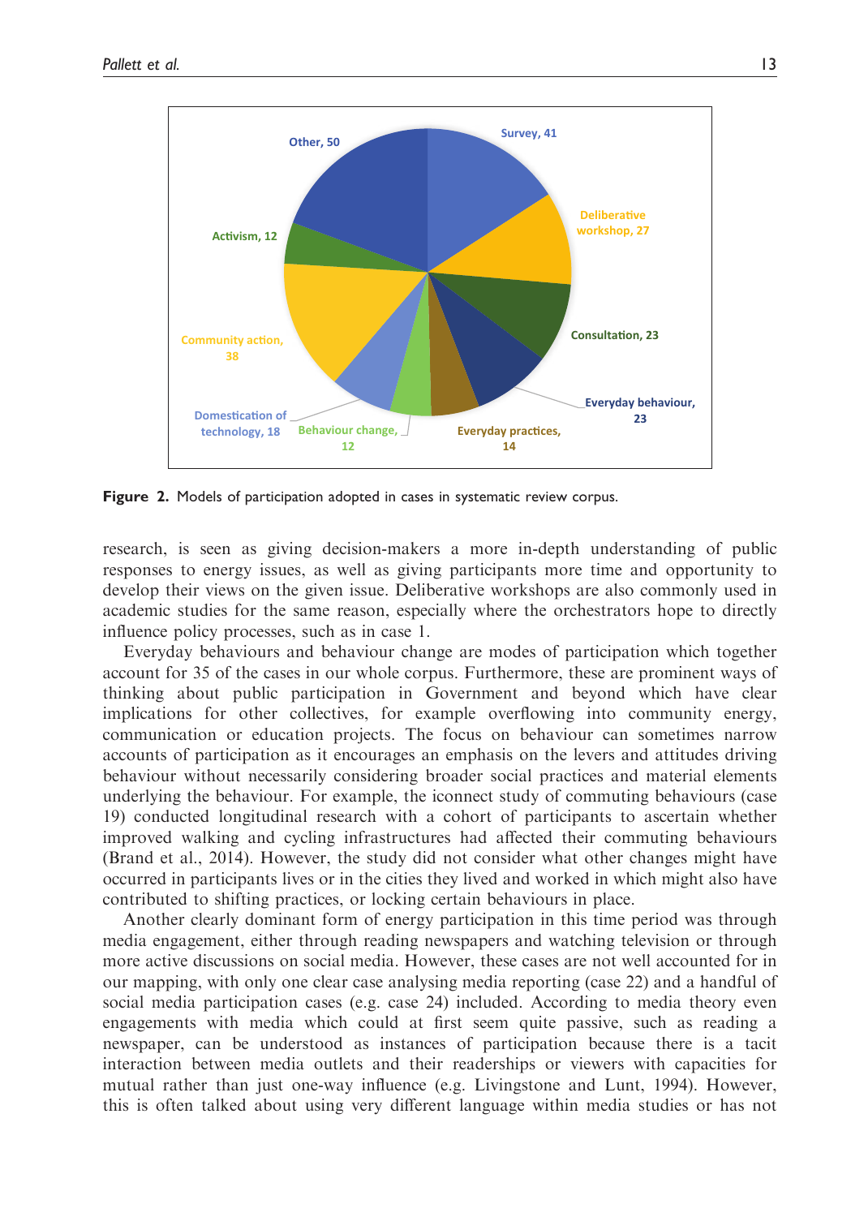**Figure 2.** Models of participation adopted in cases in systematic review corpus.

research, is seen as giving decision-makers a more in-depth understanding of public responses to energy issues, as well as giving participants more time and opportunity to develop their views on the given issue. Deliberative workshops are also commonly used in academic studies for the same reason, especially where the orchestrators hope to directly influence policy processes, such as in case 1.

Everyday behaviours and behaviour change are modes of participation which together account for 35 of the cases in our whole corpus. Furthermore, these are prominent ways of thinking about public participation in Government and beyond which have clear implications for other collectives, for example overflowing into community energy, communication or education projects. The focus on behaviour can sometimes narrow accounts of participation as it encourages an emphasis on the levers and attitudes driving behaviour without necessarily considering broader social practices and material elements underlying the behaviour. For example, the iconnect study of commuting behaviours (case 19) conducted longitudinal research with a cohort of participants to ascertain whether improved walking and cycling infrastructures had affected their commuting behaviours (Brand et al., 2014). However, the study did not consider what other changes might have occurred in participants lives or in the cities they lived and worked in which might also have contributed to shifting practices, or locking certain behaviours in place.

Another clearly dominant form of energy participation in this time period was through media engagement, either through reading newspapers and watching television or through more active discussions on social media. However, these cases are not well accounted for in our mapping, with only one clear case analysing media reporting (case 22) and a handful of social media participation cases (e.g. case 24) included. According to media theory even engagements with media which could at first seem quite passive, such as reading a newspaper, can be understood as instances of participation because there is a tacit interaction between media outlets and their readerships or viewers with capacities for mutual rather than just one-way influence (e.g. Livingstone and Lunt, 1994). However, this is often talked about using very different language within media studies or has not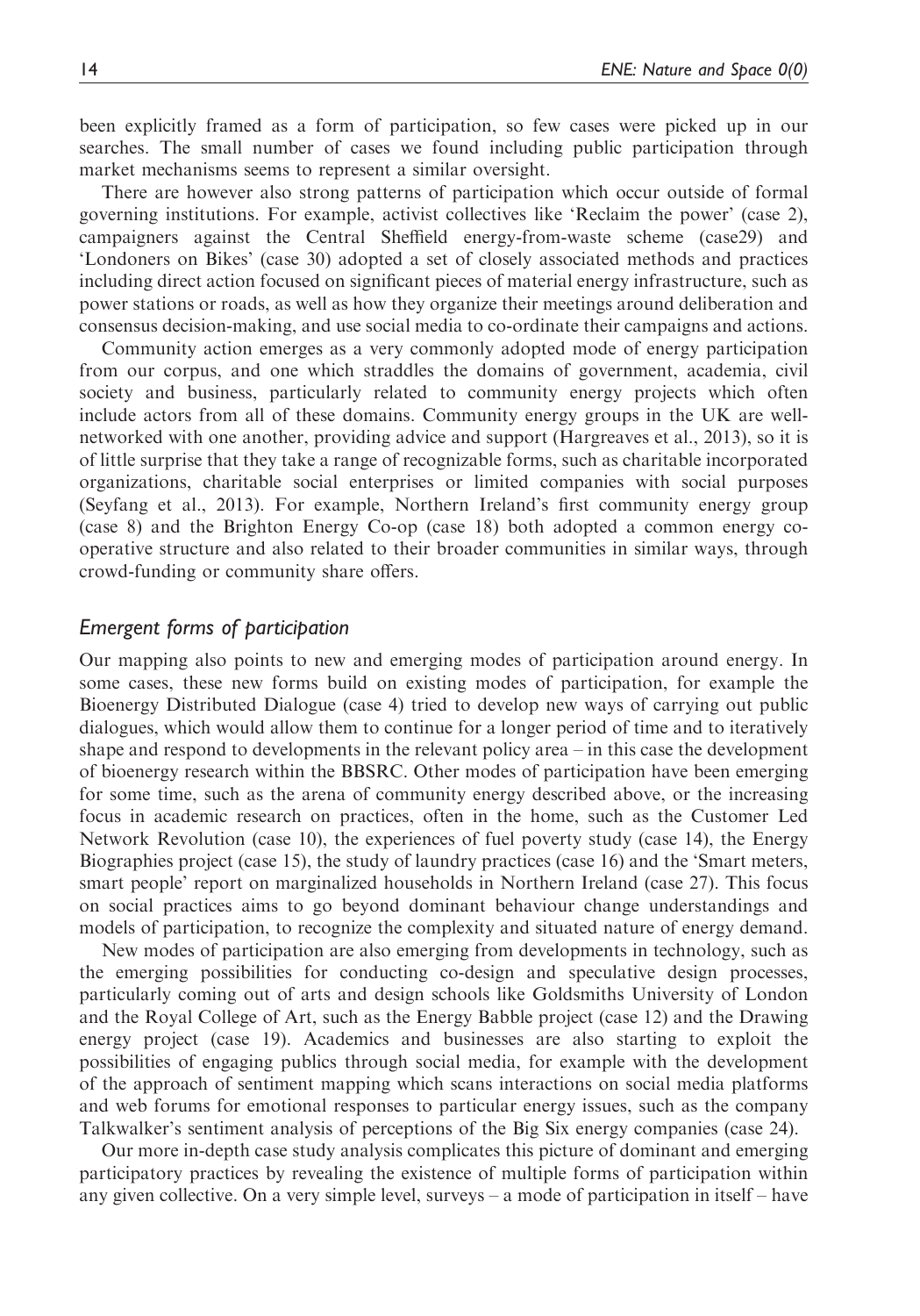been explicitly framed as a form of participation, so few cases were picked up in our searches. The small number of cases we found including public participation through market mechanisms seems to represent a similar oversight.

There are however also strong patterns of participation which occur outside of formal governing institutions. For example, activist collectives like 'Reclaim the power' (case 2), campaigners against the Central Sheffield energy-from-waste scheme (case29) and 'Londoners on Bikes' (case 30) adopted a set of closely associated methods and practices including direct action focused on significant pieces of material energy infrastructure, such as power stations or roads, as well as how they organize their meetings around deliberation and consensus decision-making, and use social media to co-ordinate their campaigns and actions.

Community action emerges as a very commonly adopted mode of energy participation from our corpus, and one which straddles the domains of government, academia, civil society and business, particularly related to community energy projects which often include actors from all of these domains. Community energy groups in the UK are well-networked with one another, providing advice and support (Hargreaves et al., 2013), so it is of little surprise that they take a range of recognizable forms, such as charitable incorporated organizations, charitable social enterprises or limited companies with social purposes (Seyfang et al., 2013). For example, Northern Ireland's first community energy group (case 8) and the Brighton Energy Co-op (case 18) both adopted a common energy co-operative structure and also related to their broader communities in similar ways, through crowd-funding or community share offers.

## *Emergent forms of participation*

Our mapping also points to new and emerging modes of participation around energy. In some cases, these new forms build on existing modes of participation, for example the Bioenergy Distributed Dialogue (case 4) tried to develop new ways of carrying out public dialogues, which would allow them to continue for a longer period of time and to iteratively shape and respond to developments in the relevant policy area – in this case the development of bioenergy research within the BBSRC. Other modes of participation have been emerging for some time, such as the arena of community energy described above, or the increasing focus in academic research on practices, often in the home, such as the Customer Led Network Revolution (case 10), the experiences of fuel poverty study (case 14), the Energy Biographies project (case 15), the study of laundry practices (case 16) and the 'Smart meters, smart people' report on marginalized households in Northern Ireland (case 27). This focus on social practices aims to go beyond dominant behaviour change understandings and models of participation, to recognize the complexity and situated nature of energy demand.

New modes of participation are also emerging from developments in technology, such as the emerging possibilities for conducting co-design and speculative design processes, particularly coming out of arts and design schools like Goldsmiths University of London and the Royal College of Art, such as the Energy Babble project (case 12) and the Drawing energy project (case 19). Academics and businesses are also starting to exploit the possibilities of engaging publics through social media, for example with the development of the approach of sentiment mapping which scans interactions on social media platforms and web forums for emotional responses to particular energy issues, such as the company Talkwalker's sentiment analysis of perceptions of the Big Six energy companies (case 24).

Our more in-depth case study analysis complicates this picture of dominant and emerging participatory practices by revealing the existence of multiple forms of participation within any given collective. On a very simple level, surveys – a mode of participation in itself – have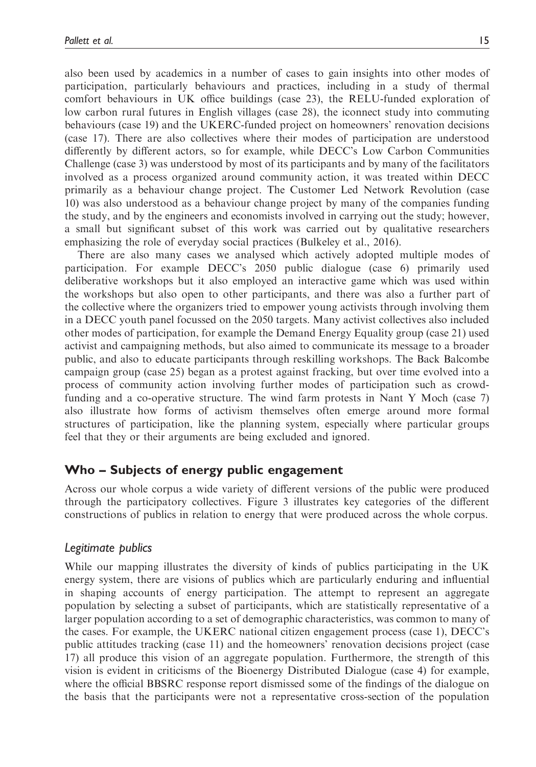also been used by academics in a number of cases to gain insights into other modes of participation, particularly behaviours and practices, including in a study of thermal comfort behaviours in UK office buildings (case 23), the RELU-funded exploration of low carbon rural futures in English villages (case 28), the iconnect study into commuting behaviours (case 19) and the UKERC-funded project on homeowners' renovation decisions (case 17). There are also collectives where their modes of participation are understood differently by different actors, so for example, while DECC's Low Carbon Communities Challenge (case 3) was understood by most of its participants and by many of the facilitators involved as a process organized around community action, it was treated within DECC primarily as a behaviour change project. The Customer Led Network Revolution (case 10) was also understood as a behaviour change project by many of the companies funding the study, and by the engineers and economists involved in carrying out the study; however, a small but significant subset of this work was carried out by qualitative researchers emphasizing the role of everyday social practices (Bulkeley et al., 2016).

There are also many cases we analysed which actively adopted multiple modes of participation. For example DECC's 2050 public dialogue (case 6) primarily used deliberative workshops but it also employed an interactive game which was used within the workshops but also open to other participants, and there was also a further part of the collective where the organizers tried to empower young activists through involving them in a DECC youth panel focussed on the 2050 targets. Many activist collectives also included other modes of participation, for example the Demand Energy Equality group (case 21) used activist and campaigning methods, but also aimed to communicate its message to a broader public, and also to educate participants through reskilling workshops. The Back Balcombe campaign group (case 25) began as a protest against fracking, but over time evolved into a process of community action involving further modes of participation such as crowd-funding and a co-operative structure. The wind farm protests in Nant Y Moch (case 7) also illustrate how forms of activism themselves often emerge around more formal structures of participation, like the planning system, especially where particular groups feel that they or their arguments are being excluded and ignored.

## Who – Subjects of energy public engagement

Across our whole corpus a wide variety of different versions of the public were produced through the participatory collectives. Figure 3 illustrates key categories of the different constructions of publics in relation to energy that were produced across the whole corpus.

### *Legitimate publics*

While our mapping illustrates the diversity of kinds of publics participating in the UK energy system, there are visions of publics which are particularly enduring and influential in shaping accounts of energy participation. The attempt to represent an aggregate population by selecting a subset of participants, which are statistically representative of a larger population according to a set of demographic characteristics, was common to many of the cases. For example, the UKERC national citizen engagement process (case 1), DECC's public attitudes tracking (case 11) and the homeowners' renovation decisions project (case 17) all produce this vision of an aggregate population. Furthermore, the strength of this vision is evident in criticisms of the Bioenergy Distributed Dialogue (case 4) for example, where the official BBSRC response report dismissed some of the findings of the dialogue on the basis that the participants were not a representative cross-section of the population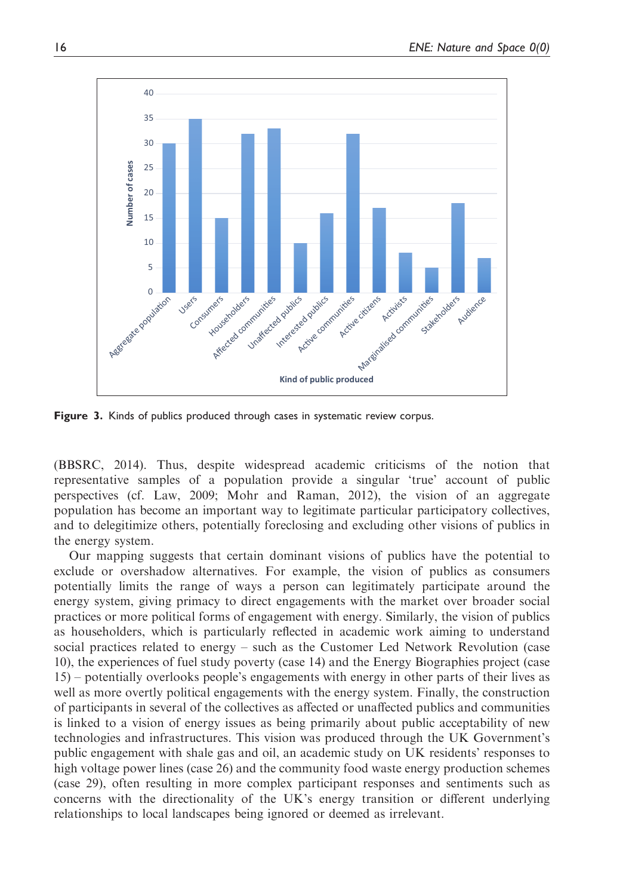Figure 3. Kinds of publics produced through cases in systematic review corpus.

(BBSRC, 2014). Thus, despite widespread academic criticisms of the notion that representative samples of a population provide a singular 'true' account of public perspectives (cf. Law, 2009; Mohr and Raman, 2012), the vision of an aggregate population has become an important way to legitimate particular participatory collectives, and to delegitimize others, potentially foreclosing and excluding other visions of publics in the energy system.

Our mapping suggests that certain dominant visions of publics have the potential to exclude or overshadow alternatives. For example, the vision of publics as consumers potentially limits the range of ways a person can legitimately participate around the energy system, giving primacy to direct engagements with the market over broader social practices or more political forms of engagement with energy. Similarly, the vision of publics as householders, which is particularly reflected in academic work aiming to understand social practices related to energy – such as the Customer Led Network Revolution (case 10), the experiences of fuel study poverty (case 14) and the Energy Biographies project (case 15) – potentially overlooks people's engagements with energy in other parts of their lives as well as more overtly political engagements with the energy system. Finally, the construction of participants in several of the collectives as affected or unaffected publics and communities is linked to a vision of energy issues as being primarily about public acceptability of new technologies and infrastructures. This vision was produced through the UK Government's public engagement with shale gas and oil, an academic study on UK residents' responses to high voltage power lines (case 26) and the community food waste energy production schemes (case 29), often resulting in more complex participant responses and sentiments such as concerns with the directionality of the UK's energy transition or different underlying relationships to local landscapes being ignored or deemed as irrelevant.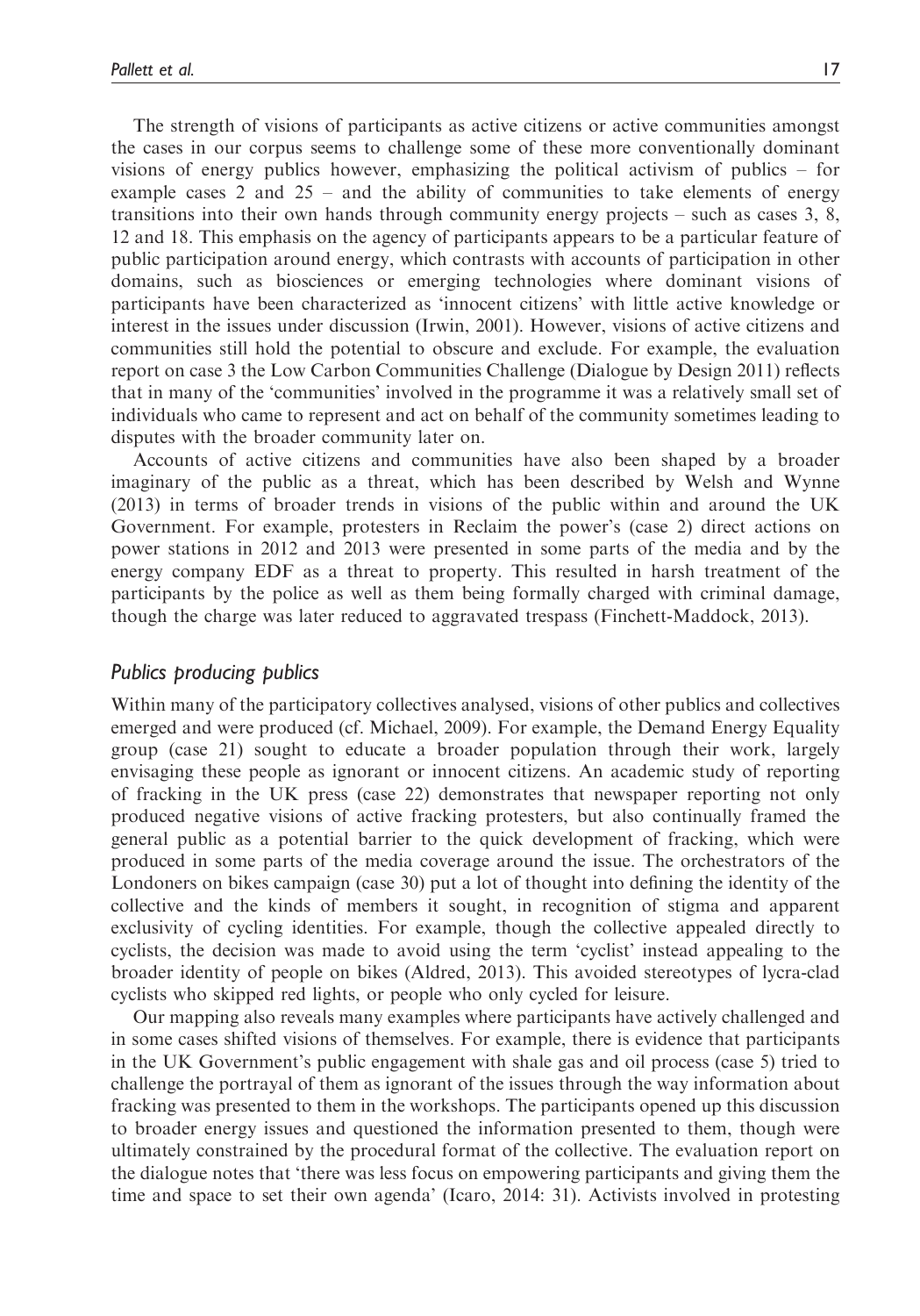The strength of visions of participants as active citizens or active communities amongst the cases in our corpus seems to challenge some of these more conventionally dominant visions of energy publics however, emphasizing the political activism of publics – for example cases 2 and 25 – and the ability of communities to take elements of energy transitions into their own hands through community energy projects – such as cases 3, 8, 12 and 18. This emphasis on the agency of participants appears to be a particular feature of public participation around energy, which contrasts with accounts of participation in other domains, such as biosciences or emerging technologies where dominant visions of participants have been characterized as 'innocent citizens' with little active knowledge or interest in the issues under discussion (Irwin, 2001). However, visions of active citizens and communities still hold the potential to obscure and exclude. For example, the evaluation report on case 3 the Low Carbon Communities Challenge (Dialogue by Design 2011) reflects that in many of the 'communities' involved in the programme it was a relatively small set of individuals who came to represent and act on behalf of the community sometimes leading to disputes with the broader community later on.

Accounts of active citizens and communities have also been shaped by a broader imaginary of the public as a threat, which has been described by Welsh and Wynne (2013) in terms of broader trends in visions of the public within and around the UK Government. For example, protesters in Reclaim the power's (case 2) direct actions on power stations in 2012 and 2013 were presented in some parts of the media and by the energy company EDF as a threat to property. This resulted in harsh treatment of the participants by the police as well as them being formally charged with criminal damage, though the charge was later reduced to aggravated trespass (Finchett-Maddock, 2013).

### *Publics producing publics*

Within many of the participatory collectives analysed, visions of other publics and collectives emerged and were produced (cf. Michael, 2009). For example, the Demand Energy Equality group (case 21) sought to educate a broader population through their work, largely envisaging these people as ignorant or innocent citizens. An academic study of reporting of fracking in the UK press (case 22) demonstrates that newspaper reporting not only produced negative visions of active fracking protesters, but also continually framed the general public as a potential barrier to the quick development of fracking, which were produced in some parts of the media coverage around the issue. The orchestrators of the Londoners on bikes campaign (case 30) put a lot of thought into defining the identity of the collective and the kinds of members it sought, in recognition of stigma and apparent exclusivity of cycling identities. For example, though the collective appealed directly to cyclists, the decision was made to avoid using the term 'cyclist' instead appealing to the broader identity of people on bikes (Aldred, 2013). This avoided stereotypes of lycra-clad cyclists who skipped red lights, or people who only cycled for leisure.

Our mapping also reveals many examples where participants have actively challenged and in some cases shifted visions of themselves. For example, there is evidence that participants in the UK Government's public engagement with shale gas and oil process (case 5) tried to challenge the portrayal of them as ignorant of the issues through the way information about fracking was presented to them in the workshops. The participants opened up this discussion to broader energy issues and questioned the information presented to them, though were ultimately constrained by the procedural format of the collective. The evaluation report on the dialogue notes that 'there was less focus on empowering participants and giving them the time and space to set their own agenda' (Icaro, 2014: 31). Activists involved in protesting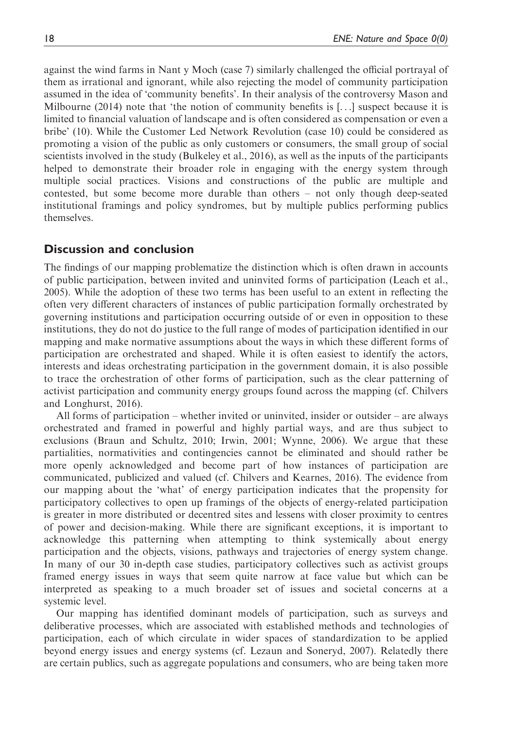against the wind farms in Nant y Moch (case 7) similarly challenged the official portrayal of them as irrational and ignorant, while also rejecting the model of community participation assumed in the idea of 'community benefits'. In their analysis of the controversy Mason and Milbourne (2014) note that 'the notion of community benefits is [...] suspect because it is limited to financial valuation of landscape and is often considered as compensation or even a bribe' (10). While the Customer Led Network Revolution (case 10) could be considered as promoting a vision of the public as only customers or consumers, the small group of social scientists involved in the study (Bulkeley et al., 2016), as well as the inputs of the participants helped to demonstrate their broader role in engaging with the energy system through multiple social practices. Visions and constructions of the public are multiple and contested, but some become more durable than others – not only though deep-seated institutional framings and policy syndromes, but by multiple publics performing publics themselves.

## Discussion and conclusion

The findings of our mapping problematize the distinction which is often drawn in accounts of public participation, between invited and uninvited forms of participation (Leach et al., 2005). While the adoption of these two terms has been useful to an extent in reflecting the often very different characters of instances of public participation formally orchestrated by governing institutions and participation occurring outside of or even in opposition to these institutions, they do not do justice to the full range of modes of participation identified in our mapping and make normative assumptions about the ways in which these different forms of participation are orchestrated and shaped. While it is often easiest to identify the actors, interests and ideas orchestrating participation in the government domain, it is also possible to trace the orchestration of other forms of participation, such as the clear patterning of activist participation and community energy groups found across the mapping (cf. Chilvers and Longhurst, 2016).

All forms of participation – whether invited or uninvited, insider or outsider – are always orchestrated and framed in powerful and highly partial ways, and are thus subject to exclusions (Braun and Schultz, 2010; Irwin, 2001; Wynne, 2006). We argue that these partialities, normativities and contingencies cannot be eliminated and should rather be more openly acknowledged and become part of how instances of participation are communicated, publicized and valued (cf. Chilvers and Kearnes, 2016). The evidence from our mapping about the 'what' of energy participation indicates that the propensity for participatory collectives to open up framings of the objects of energy-related participation is greater in more distributed or decentred sites and lessens with closer proximity to centres of power and decision-making. While there are significant exceptions, it is important to acknowledge this patterning when attempting to think systemically about energy participation and the objects, visions, pathways and trajectories of energy system change. In many of our 30 in-depth case studies, participatory collectives such as activist groups framed energy issues in ways that seem quite narrow at face value but which can be interpreted as speaking to a much broader set of issues and societal concerns at a systemic level.

Our mapping has identified dominant models of participation, such as surveys and deliberative processes, which are associated with established methods and technologies of participation, each of which circulate in wider spaces of standardization to be applied beyond energy issues and energy systems (cf. Lezaun and Soneryd, 2007). Relatedly there are certain publics, such as aggregate populations and consumers, who are being taken more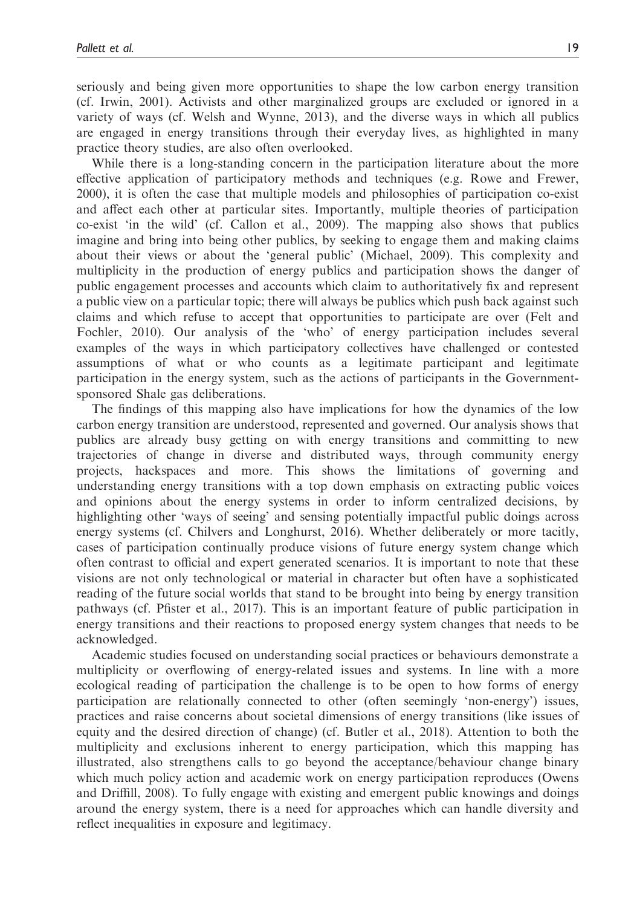seriously and being given more opportunities to shape the low carbon energy transition (cf. Irwin, 2001). Activists and other marginalized groups are excluded or ignored in a variety of ways (cf. Welsh and Wynne, 2013), and the diverse ways in which all publics are engaged in energy transitions through their everyday lives, as highlighted in many practice theory studies, are also often overlooked.

While there is a long-standing concern in the participation literature about the more effective application of participatory methods and techniques (e.g. Rowe and Frewer, 2000), it is often the case that multiple models and philosophies of participation co-exist and affect each other at particular sites. Importantly, multiple theories of participation co-exist 'in the wild' (cf. Callon et al., 2009). The mapping also shows that publics imagine and bring into being other publics, by seeking to engage them and making claims about their views or about the 'general public' (Michael, 2009). This complexity and multiplicity in the production of energy publics and participation shows the danger of public engagement processes and accounts which claim to authoritatively fix and represent a public view on a particular topic; there will always be publics which push back against such claims and which refuse to accept that opportunities to participate are over (Felt and Fochler, 2010). Our analysis of the 'who' of energy participation includes several examples of the ways in which participatory collectives have challenged or contested assumptions of what or who counts as a legitimate participant and legitimate participation in the energy system, such as the actions of participants in the Government-sponsored Shale gas deliberations.

The findings of this mapping also have implications for how the dynamics of the low carbon energy transition are understood, represented and governed. Our analysis shows that publics are already busy getting on with energy transitions and committing to new trajectories of change in diverse and distributed ways, through community energy projects, hackspaces and more. This shows the limitations of governing and understanding energy transitions with a top down emphasis on extracting public voices and opinions about the energy systems in order to inform centralized decisions, by highlighting other 'ways of seeing' and sensing potentially impactful public doings across energy systems (cf. Chilvers and Longhurst, 2016). Whether deliberately or more tacitly, cases of participation continually produce visions of future energy system change which often contrast to official and expert generated scenarios. It is important to note that these visions are not only technological or material in character but often have a sophisticated reading of the future social worlds that stand to be brought into being by energy transition pathways (cf. Pfister et al., 2017). This is an important feature of public participation in energy transitions and their reactions to proposed energy system changes that needs to be acknowledged.

Academic studies focused on understanding social practices or behaviours demonstrate a multiplicity or overflowing of energy-related issues and systems. In line with a more ecological reading of participation the challenge is to be open to how forms of energy participation are relationally connected to other (often seemingly 'non-energy') issues, practices and raise concerns about societal dimensions of energy transitions (like issues of equity and the desired direction of change) (cf. Butler et al., 2018). Attention to both the multiplicity and exclusions inherent to energy participation, which this mapping has illustrated, also strengthens calls to go beyond the acceptance/behaviour change binary which much policy action and academic work on energy participation reproduces (Owens and Driffill, 2008). To fully engage with existing and emergent public knowings and doings around the energy system, there is a need for approaches which can handle diversity and reflect inequalities in exposure and legitimacy.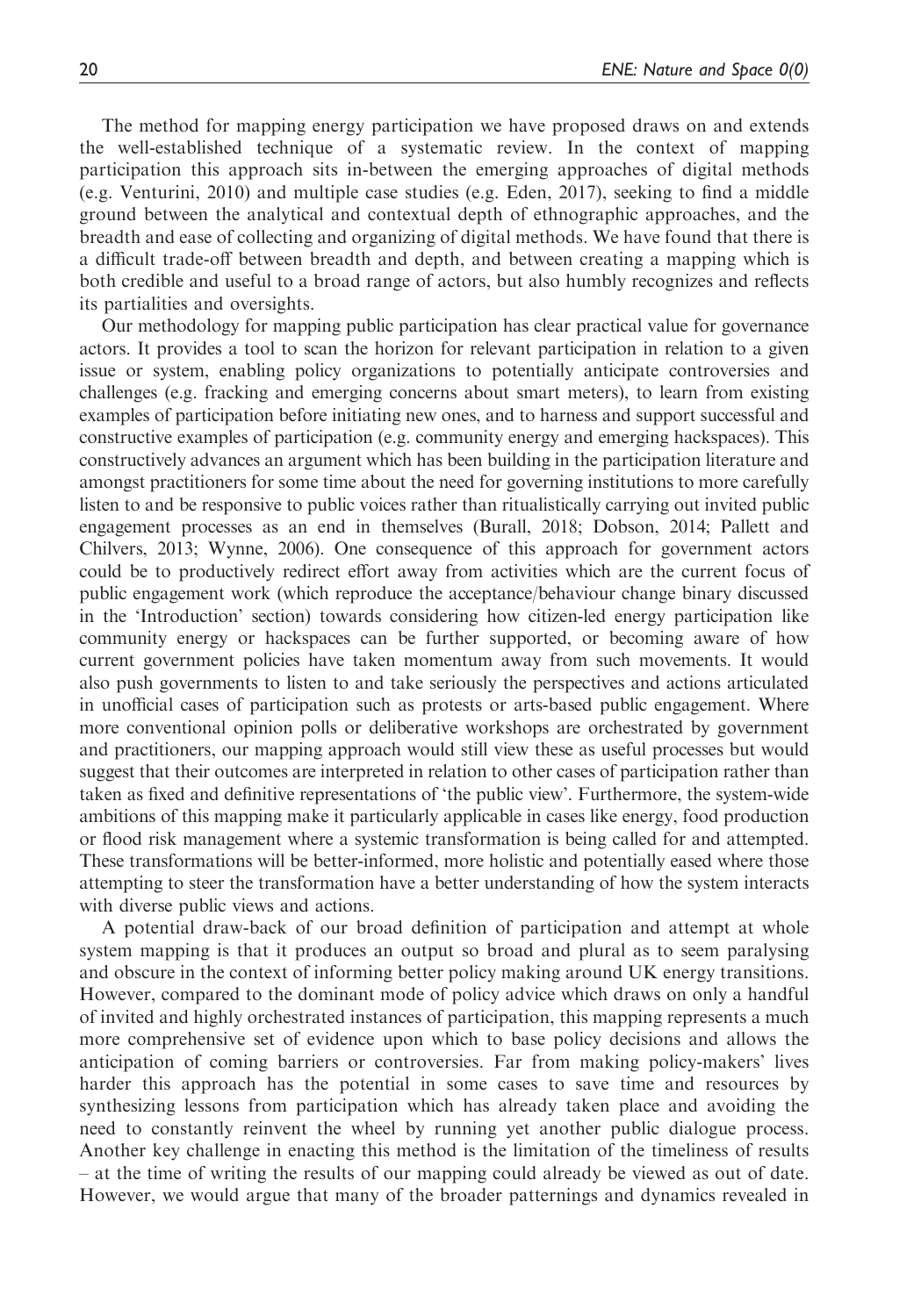The method for mapping energy participation we have proposed draws on and extends the well-established technique of a systematic review. In the context of mapping participation this approach sits in-between the emerging approaches of digital methods (e.g. Venturini, 2010) and multiple case studies (e.g. Eden, 2017), seeking to find a middle ground between the analytical and contextual depth of ethnographic approaches, and the breadth and ease of collecting and organizing of digital methods. We have found that there is a difficult trade-off between breadth and depth, and between creating a mapping which is both credible and useful to a broad range of actors, but also humbly recognizes and reflects its partialities and oversights.

Our methodology for mapping public participation has clear practical value for governance actors. It provides a tool to scan the horizon for relevant participation in relation to a given issue or system, enabling policy organizations to potentially anticipate controversies and challenges (e.g. fracking and emerging concerns about smart meters), to learn from existing examples of participation before initiating new ones, and to harness and support successful and constructive examples of participation (e.g. community energy and emerging hackspaces). This constructively advances an argument which has been building in the participation literature and amongst practitioners for some time about the need for governing institutions to more carefully listen to and be responsive to public voices rather than ritualistically carrying out invited public engagement processes as an end in themselves (Burall, 2018; Dobson, 2014; Pallett and Chilvers, 2013; Wynne, 2006). One consequence of this approach for government actors could be to productively redirect effort away from activities which are the current focus of public engagement work (which reproduce the acceptance/behaviour change binary discussed in the 'Introduction' section) towards considering how citizen-led energy participation like community energy or hackspaces can be further supported, or becoming aware of how current government policies have taken momentum away from such movements. It would also push governments to listen to and take seriously the perspectives and actions articulated in unofficial cases of participation such as protests or arts-based public engagement. Where more conventional opinion polls or deliberative workshops are orchestrated by government and practitioners, our mapping approach would still view these as useful processes but would suggest that their outcomes are interpreted in relation to other cases of participation rather than taken as fixed and definitive representations of 'the public view'. Furthermore, the system-wide ambitions of this mapping make it particularly applicable in cases like energy, food production or flood risk management where a systemic transformation is being called for and attempted. These transformations will be better-informed, more holistic and potentially eased where those attempting to steer the transformation have a better understanding of how the system interacts with diverse public views and actions.

A potential draw-back of our broad definition of participation and attempt at whole system mapping is that it produces an output so broad and plural as to seem paralysing and obscure in the context of informing better policy making around UK energy transitions. However, compared to the dominant mode of policy advice which draws on only a handful of invited and highly orchestrated instances of participation, this mapping represents a much more comprehensive set of evidence upon which to base policy decisions and allows the anticipation of coming barriers or controversies. Far from making policy-makers' lives harder this approach has the potential in some cases to save time and resources by synthesizing lessons from participation which has already taken place and avoiding the need to constantly reinvent the wheel by running yet another public dialogue process. Another key challenge in enacting this method is the limitation of the timeliness of results – at the time of writing the results of our mapping could already be viewed as out of date. However, we would argue that many of the broader patternings and dynamics revealed in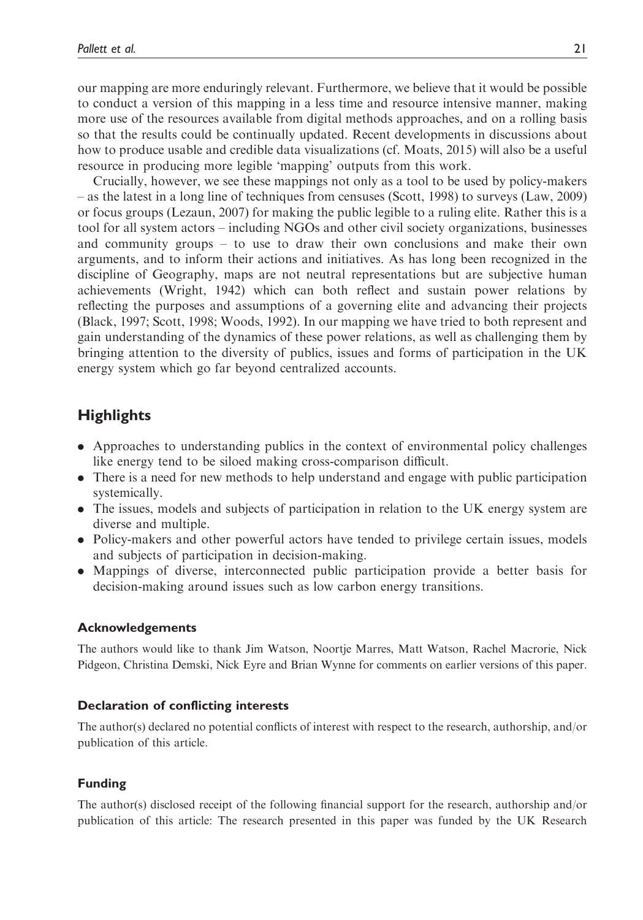our mapping are more enduringly relevant. Furthermore, we believe that it would be possible to conduct a version of this mapping in a less time and resource intensive manner, making more use of the resources available from digital methods approaches, and on a rolling basis so that the results could be continually updated. Recent developments in discussions about how to produce usable and credible data visualizations (cf. Moats, 2015) will also be a useful resource in producing more legible 'mapping' outputs from this work.

Crucially, however, we see these mappings not only as a tool to be used by policy-makers – as the latest in a long line of techniques from censuses (Scott, 1998) to surveys (Law, 2009) or focus groups (Lezaun, 2007) for making the public legible to a ruling elite. Rather this is a tool for all system actors – including NGOs and other civil society organizations, businesses and community groups – to use to draw their own conclusions and make their own arguments, and to inform their actions and initiatives. As has long been recognized in the discipline of Geography, maps are not neutral representations but are subjective human achievements (Wright, 1942) which can both reflect and sustain power relations by reflecting the purposes and assumptions of a governing elite and advancing their projects (Black, 1997; Scott, 1998; Woods, 1992). In our mapping we have tried to both represent and gain understanding of the dynamics of these power relations, as well as challenging them by bringing attention to the diversity of publics, issues and forms of participation in the UK energy system which go far beyond centralized accounts.

## Highlights

- Approaches to understanding publics in the context of environmental policy challenges like energy tend to be siloed making cross-comparison difficult.
- There is a need for new methods to help understand and engage with public participation systemically.
- The issues, models and subjects of participation in relation to the UK energy system are diverse and multiple.
- Policy-makers and other powerful actors have tended to privilege certain issues, models and subjects of participation in decision-making.
- Mappings of diverse, interconnected public participation provide a better basis for decision-making around issues such as low carbon energy transitions.

### Acknowledgements

The authors would like to thank Jim Watson, Noortje Marres, Matt Watson, Rachel Macrorie, Nick Pidgeon, Christina Demski, Nick Eyre and Brian Wynne for comments on earlier versions of this paper.

### Declaration of conflicting interests

The author(s) declared no potential conflicts of interest with respect to the research, authorship, and/or publication of this article.

### Funding

The author(s) disclosed receipt of the following financial support for the research, authorship and/or publication of this article: The research presented in this paper was funded by the UK Research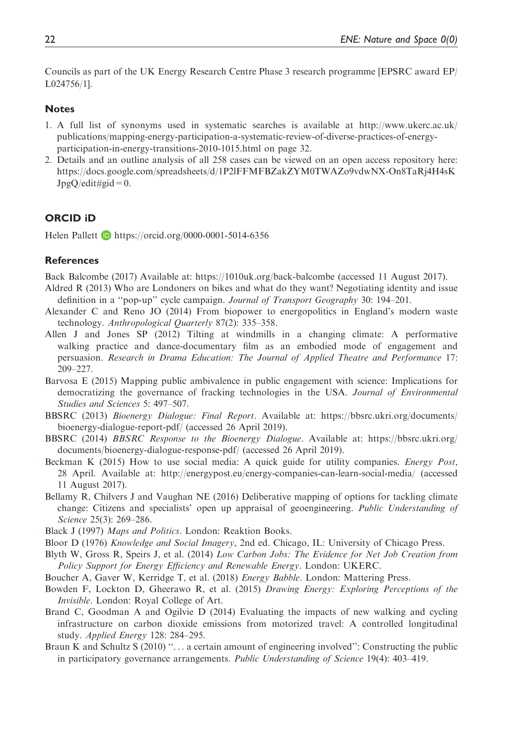Councils as part of the UK Energy Research Centre Phase 3 research programme [EPSRC award EP/L024756/1].

## Notes

1. A full list of synonyms used in systematic searches is available at http://www.ukerc.ac.uk/publications/mapping-energy-participation-a-systematic-review-of-diverse-practices-of-energy-participation-in-energy-transitions-2010-1015.html on page 32.
2. Details and an outline analysis of all 258 cases can be viewed on an open access repository here: https://docs.google.com/spreadsheets/d/1P2lFFMFBZakZYM0TWAZo9vdwNX-On8TaRj4H4sKJpgQ/edit#gid=0.

## ORCID iD

Helen Pallett https://orcid.org/0000-0001-5014-6356

## References

Back Balcombe (2017) Available at: https://1010uk.org/back-balcombe (accessed 11 August 2017).

Aldred R (2013) Who are Londoners on bikes and what do they want? Negotiating identity and issue definition in a "pop-up" cycle campaign. *Journal of Transport Geography* 30: 194–201.

Alexander C and Reno JO (2014) From biopower to energopolitics in England's modern waste technology. *Anthropological Quarterly* 87(2): 335–358.

Allen J and Jones SP (2012) Tilting at windmills in a changing climate: A performative walking practice and dance-documentary film as an embodied mode of engagement and persuasion. *Research in Drama Education: The Journal of Applied Theatre and Performance* 17: 209–227.

Barvosa E (2015) Mapping public ambivalence in public engagement with science: Implications for democratizing the governance of fracking technologies in the USA. *Journal of Environmental Studies and Sciences* 5: 497–507.

BBSRC (2013) *Bioenergy Dialogue: Final Report*. Available at: https://bbsrc.ukri.org/documents/bioenergy-dialogue-report-pdf/ (accessed 26 April 2019).

BBSRC (2014) *BBSRC Response to the Bioenergy Dialogue*. Available at: https://bbsrc.ukri.org/documents/bioenergy-dialogue-response-pdf/ (accessed 26 April 2019).

Beckman K (2015) How to use social media: A quick guide for utility companies. *Energy Post*, 28 April. Available at: http://energypost.eu/energy-companies-can-learn-social-media/ (accessed 11 August 2017).

Bellamy R, Chilvers J and Vaughan NE (2016) Deliberative mapping of options for tackling climate change: Citizens and specialists' open up appraisal of geoengineering. *Public Understanding of Science* 25(3): 269–286.

Black J (1997) *Maps and Politics*. London: Reaktion Books.

Bloor D (1976) *Knowledge and Social Imagery*, 2nd ed. Chicago, IL: University of Chicago Press.

Blyth W, Gross R, Speirs J, et al. (2014) *Low Carbon Jobs: The Evidence for Net Job Creation from Policy Support for Energy Efficiency and Renewable Energy*. London: UKERC.

Boucher A, Gaver W, Kerridge T, et al. (2018) *Energy Babble*. London: Mattering Press.

Bowden F, Lockton D, Gheerawo R, et al. (2015) *Drawing Energy: Exploring Perceptions of the Invisible*. London: Royal College of Art.

Brand C, Goodman A and Ogilvie D (2014) Evaluating the impacts of new walking and cycling infrastructure on carbon dioxide emissions from motorized travel: A controlled longitudinal study. *Applied Energy* 128: 284–295.

Braun K and Schultz S (2010) "... a certain amount of engineering involved": Constructing the public in participatory governance arrangements. *Public Understanding of Science* 19(4): 403–419.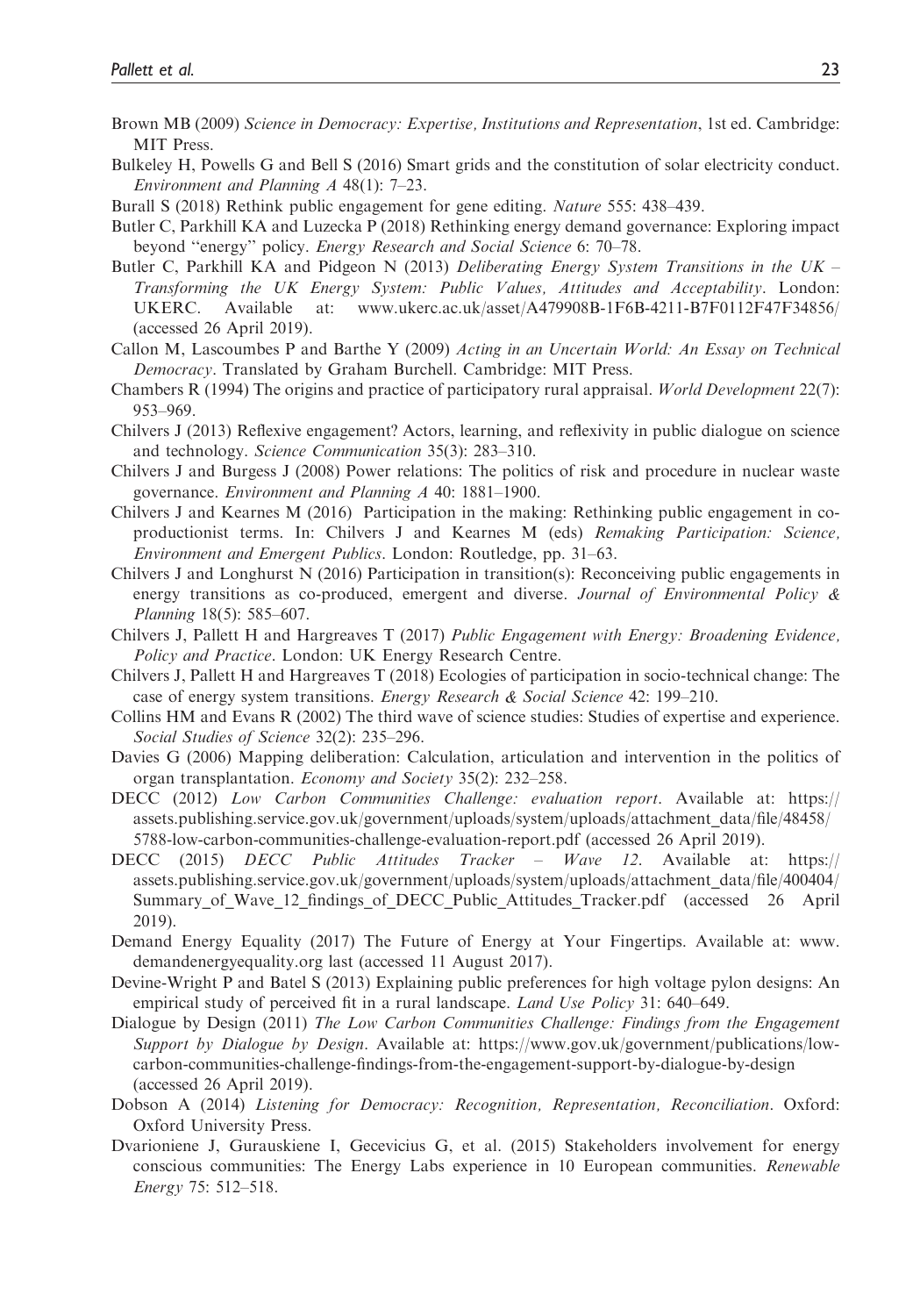Brown MB (2009) *Science in Democracy: Expertise, Institutions and Representation*, 1st ed. Cambridge: MIT Press.

Bulkeley H, Powells G and Bell S (2016) Smart grids and the constitution of solar electricity conduct. *Environment and Planning A* 48(1): 7–23.

Burall S (2018) Rethink public engagement for gene editing. *Nature* 555: 438–439.

Butler C, Parkhill KA and Luzecka P (2018) Rethinking energy demand governance: Exploring impact beyond ''energy'' policy. *Energy Research and Social Science* 6: 70–78.

Butler C, Parkhill KA and Pidgeon N (2013) *Deliberating Energy System Transitions in the UK – Transforming the UK Energy System: Public Values, Attitudes and Acceptability*. London: UKERC. Available at: www.ukerc.ac.uk/asset/A479908B-1F6B-4211-B7F0112F47F34856/ (accessed 26 April 2019).

Callon M, Lascoumbes P and Barthe Y (2009) *Acting in an Uncertain World: An Essay on Technical Democracy*. Translated by Graham Burchell. Cambridge: MIT Press.

Chambers R (1994) The origins and practice of participatory rural appraisal. *World Development* 22(7): 953–969.

Chilvers J (2013) Reflexive engagement? Actors, learning, and reflexivity in public dialogue on science and technology. *Science Communication* 35(3): 283–310.

Chilvers J and Burgess J (2008) Power relations: The politics of risk and procedure in nuclear waste governance. *Environment and Planning A* 40: 1881–1900.

Chilvers J and Kearnes M (2016) Participation in the making: Rethinking public engagement in co-productionist terms. In: Chilvers J and Kearnes M (eds) *Remaking Participation: Science, Environment and Emergent Publics*. London: Routledge, pp. 31–63.

Chilvers J and Longhurst N (2016) Participation in transition(s): Reconceiving public engagements in energy transitions as co-produced, emergent and diverse. *Journal of Environmental Policy & Planning* 18(5): 585–607.

Chilvers J, Pallett H and Hargreaves T (2017) *Public Engagement with Energy: Broadening Evidence, Policy and Practice*. London: UK Energy Research Centre.

Chilvers J, Pallett H and Hargreaves T (2018) Ecologies of participation in socio-technical change: The case of energy system transitions. *Energy Research & Social Science* 42: 199–210.

Collins HM and Evans R (2002) The third wave of science studies: Studies of expertise and experience. *Social Studies of Science* 32(2): 235–296.

Davies G (2006) Mapping deliberation: Calculation, articulation and intervention in the politics of organ transplantation. *Economy and Society* 35(2): 232–258.

DECC (2012) *Low Carbon Communities Challenge: evaluation report*. Available at: https://assets.publishing.service.gov.uk/government/uploads/system/uploads/attachment_data/file/48458/5788-low-carbon-communities-challenge-evaluation-report.pdf (accessed 26 April 2019).

DECC (2015) *DECC Public Attitudes Tracker – Wave 12*. Available at: https://assets.publishing.service.gov.uk/government/uploads/system/uploads/attachment_data/file/400404/Summary_of_Wave_12_findings_of_DECC_Public_Attitudes_Tracker.pdf (accessed 26 April 2019).

Demand Energy Equality (2017) The Future of Energy at Your Fingertips. Available at: www.demandenergyequality.org last (accessed 11 August 2017).

Devine-Wright P and Batel S (2013) Explaining public preferences for high voltage pylon designs: An empirical study of perceived fit in a rural landscape. *Land Use Policy* 31: 640–649.

Dialogue by Design (2011) *The Low Carbon Communities Challenge: Findings from the Engagement Support by Dialogue by Design*. Available at: https://www.gov.uk/government/publications/low-carbon-communities-challenge-findings-from-the-engagement-support-by-dialogue-by-design (accessed 26 April 2019).

Dobson A (2014) *Listening for Democracy: Recognition, Representation, Reconciliation*. Oxford: Oxford University Press.

Dvarioniene J, Gurauskiene I, Gecevicius G, et al. (2015) Stakeholders involvement for energy conscious communities: The Energy Labs experience in 10 European communities. *Renewable Energy* 75: 512–518.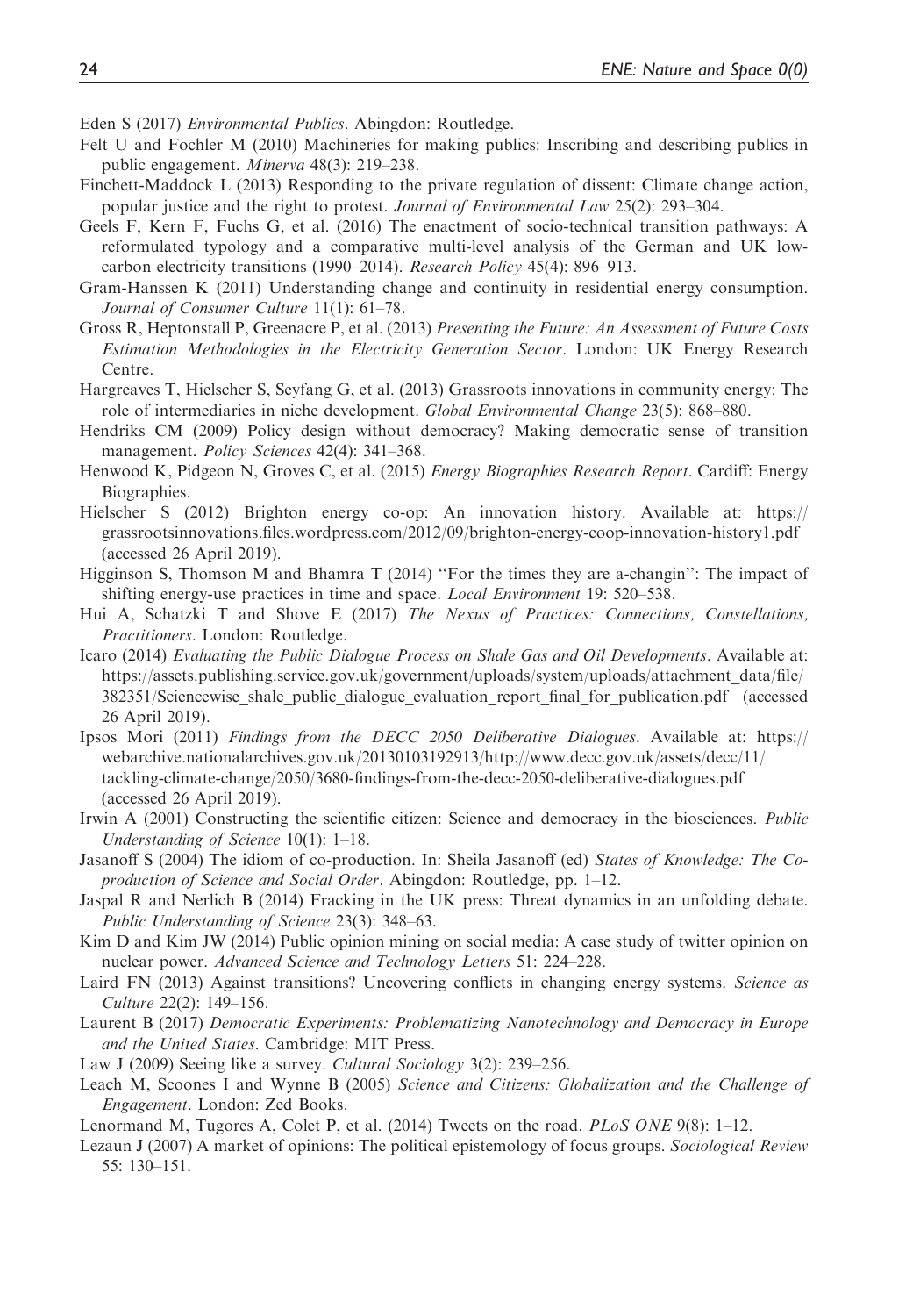Eden S (2017) *Environmental Publics*. Abingdon: Routledge.

Felt U and Fochler M (2010) Machineries for making publics: Inscribing and describing publics in public engagement. *Minerva* 48(3): 219–238.

Finchett-Maddock L (2013) Responding to the private regulation of dissent: Climate change action, popular justice and the right to protest. *Journal of Environmental Law* 25(2): 293–304.

Geels F, Kern F, Fuchs G, et al. (2016) The enactment of socio-technical transition pathways: A reformulated typology and a comparative multi-level analysis of the German and UK low-carbon electricity transitions (1990–2014). *Research Policy* 45(4): 896–913.

Gram-Hanssen K (2011) Understanding change and continuity in residential energy consumption. *Journal of Consumer Culture* 11(1): 61–78.

Gross R, Heptonstall P, Greenacre P, et al. (2013) *Presenting the Future: An Assessment of Future Costs Estimation Methodologies in the Electricity Generation Sector*. London: UK Energy Research Centre.

Hargreaves T, Hielscher S, Seyfang G, et al. (2013) Grassroots innovations in community energy: The role of intermediaries in niche development. *Global Environmental Change* 23(5): 868–880.

Hendriks CM (2009) Policy design without democracy? Making democratic sense of transition management. *Policy Sciences* 42(4): 341–368.

Henwood K, Pidgeon N, Groves C, et al. (2015) *Energy Biographies Research Report*. Cardiff: Energy Biographies.

Hielscher S (2012) Brighton energy co-op: An innovation history. Available at: https://grassrootsinnovations.files.wordpress.com/2012/09/brighton-energy-coop-innovation-history1.pdf (accessed 26 April 2019).

Higginson S, Thomson M and Bhamra T (2014) ''For the times they are a-changin'': The impact of shifting energy-use practices in time and space. *Local Environment* 19: 520–538.

Hui A, Schatzki T and Shove E (2017) *The Nexus of Practices: Connections, Constellations, Practitioners*. London: Routledge.

Icaro (2014) *Evaluating the Public Dialogue Process on Shale Gas and Oil Developments*. Available at: https://assets.publishing.service.gov.uk/government/uploads/system/uploads/attachment_data/file/382351/Sciencewise_shale_public_dialogue_evaluation_report_final_for_publication.pdf (accessed 26 April 2019).

Ipsos Mori (2011) *Findings from the DECC 2050 Deliberative Dialogues*. Available at: https://webarchive.nationalarchives.gov.uk/20130103192913/http://www.decc.gov.uk/assets/decc/11/tackling-climate-change/2050/3680-findings-from-the-decc-2050-deliberative-dialogues.pdf (accessed 26 April 2019).

Irwin A (2001) Constructing the scientific citizen: Science and democracy in the biosciences. *Public Understanding of Science* 10(1): 1–18.

Jasanoff S (2004) The idiom of co-production. In: Sheila Jasanoff (ed) *States of Knowledge: The Co-production of Science and Social Order*. Abingdon: Routledge, pp. 1–12.

Jaspal R and Nerlich B (2014) Fracking in the UK press: Threat dynamics in an unfolding debate. *Public Understanding of Science* 23(3): 348–63.

Kim D and Kim JW (2014) Public opinion mining on social media: A case study of twitter opinion on nuclear power. *Advanced Science and Technology Letters* 51: 224–228.

Laird FN (2013) Against transitions? Uncovering conflicts in changing energy systems. *Science as Culture* 22(2): 149–156.

Laurent B (2017) *Democratic Experiments: Problematizing Nanotechnology and Democracy in Europe and the United States*. Cambridge: MIT Press.

Law J (2009) Seeing like a survey. *Cultural Sociology* 3(2): 239–256.

Leach M, Scoones I and Wynne B (2005) *Science and Citizens: Globalization and the Challenge of Engagement*. London: Zed Books.

Lenormand M, Tugores A, Colet P, et al. (2014) Tweets on the road. *PLoS ONE* 9(8): 1–12.

Lezaun J (2007) A market of opinions: The political epistemology of focus groups. *Sociological Review* 55: 130–151.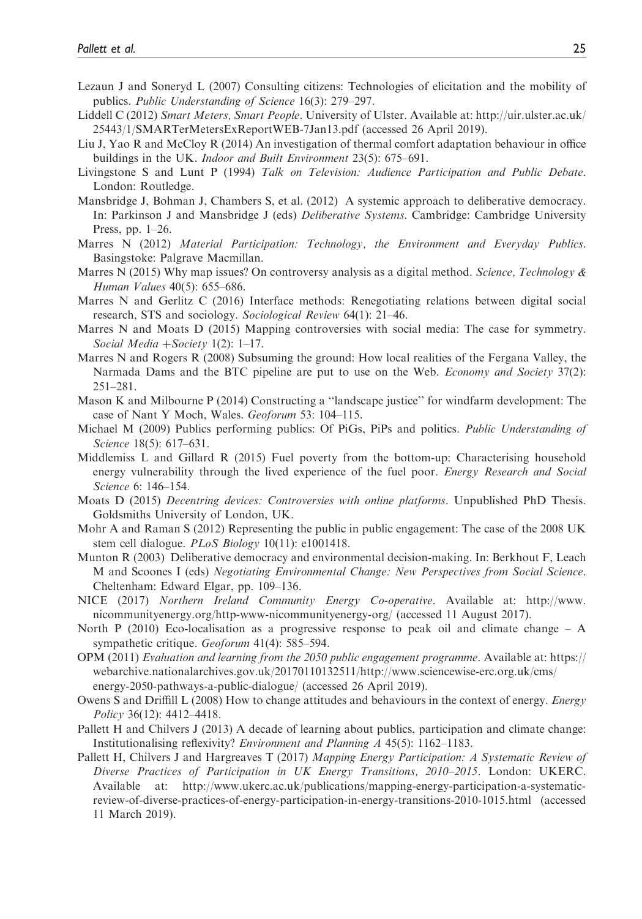Lezaun J and Soneryd L (2007) Consulting citizens: Technologies of elicitation and the mobility of publics. *Public Understanding of Science* 16(3): 279–297.

Liddell C (2012) *Smart Meters, Smart People*. University of Ulster. Available at: http://uir.ulster.ac.uk/25443/1/SMARTerMetersExReportWEB-7Jan13.pdf (accessed 26 April 2019).

Liu J, Yao R and McCloy R (2014) An investigation of thermal comfort adaptation behaviour in office buildings in the UK. *Indoor and Built Environment* 23(5): 675–691.

Livingstone S and Lunt P (1994) *Talk on Television: Audience Participation and Public Debate*. London: Routledge.

Mansbridge J, Bohman J, Chambers S, et al. (2012) A systemic approach to deliberative democracy. In: Parkinson J and Mansbridge J (eds) *Deliberative Systems*. Cambridge: Cambridge University Press, pp. 1–26.

Marres N (2012) *Material Participation: Technology, the Environment and Everyday Publics*. Basingstoke: Palgrave Macmillan.

Marres N (2015) Why map issues? On controversy analysis as a digital method. *Science, Technology & Human Values* 40(5): 655–686.

Marres N and Gerlitz C (2016) Interface methods: Renegotiating relations between digital social research, STS and sociology. *Sociological Review* 64(1): 21–46.

Marres N and Moats D (2015) Mapping controversies with social media: The case for symmetry. *Social Media +Society* 1(2): 1–17.

Marres N and Rogers R (2008) Subsuming the ground: How local realities of the Fergana Valley, the Narmada Dams and the BTC pipeline are put to use on the Web. *Economy and Society* 37(2): 251–281.

Mason K and Milbourne P (2014) Constructing a ''landscape justice'' for windfarm development: The case of Nant Y Moch, Wales. *Geoforum* 53: 104–115.

Michael M (2009) Publics performing publics: Of PiGs, PiPs and politics. *Public Understanding of Science* 18(5): 617–631.

Middlemiss L and Gillard R (2015) Fuel poverty from the bottom-up: Characterising household energy vulnerability through the lived experience of the fuel poor. *Energy Research and Social Science* 6: 146–154.

Moats D (2015) *Decentring devices: Controversies with online platforms*. Unpublished PhD Thesis. Goldsmiths University of London, UK.

Mohr A and Raman S (2012) Representing the public in public engagement: The case of the 2008 UK stem cell dialogue. *PLoS Biology* 10(11): e1001418.

Munton R (2003) Deliberative democracy and environmental decision-making. In: Berkhout F, Leach M and Scoones I (eds) *Negotiating Environmental Change: New Perspectives from Social Science*. Cheltenham: Edward Elgar, pp. 109–136.

NICE (2017) *Northern Ireland Community Energy Co-operative*. Available at: http://www.nicommunityenergy.org/http-www-nicommunityenergy-org/ (accessed 11 August 2017).

North P (2010) Eco-localisation as a progressive response to peak oil and climate change – A sympathetic critique. *Geoforum* 41(4): 585–594.

OPM (2011) *Evaluation and learning from the 2050 public engagement programme*. Available at: https://webarchive.nationalarchives.gov.uk/20170110132511/http://www.sciencewise-erc.org.uk/cms/energy-2050-pathways-a-public-dialogue/ (accessed 26 April 2019).

Owens S and Driffill L (2008) How to change attitudes and behaviours in the context of energy. *Energy Policy* 36(12): 4412–4418.

Pallett H and Chilvers J (2013) A decade of learning about publics, participation and climate change: Institutionalising reflexivity? *Environment and Planning A* 45(5): 1162–1183.

Pallett H, Chilvers J and Hargreaves T (2017) *Mapping Energy Participation: A Systematic Review of Diverse Practices of Participation in UK Energy Transitions, 2010–2015*. London: UKERC. Available at: http://www.ukerc.ac.uk/publications/mapping-energy-participation-a-systematic-review-of-diverse-practices-of-energy-participation-in-energy-transitions-2010-1015.html (accessed 11 March 2019).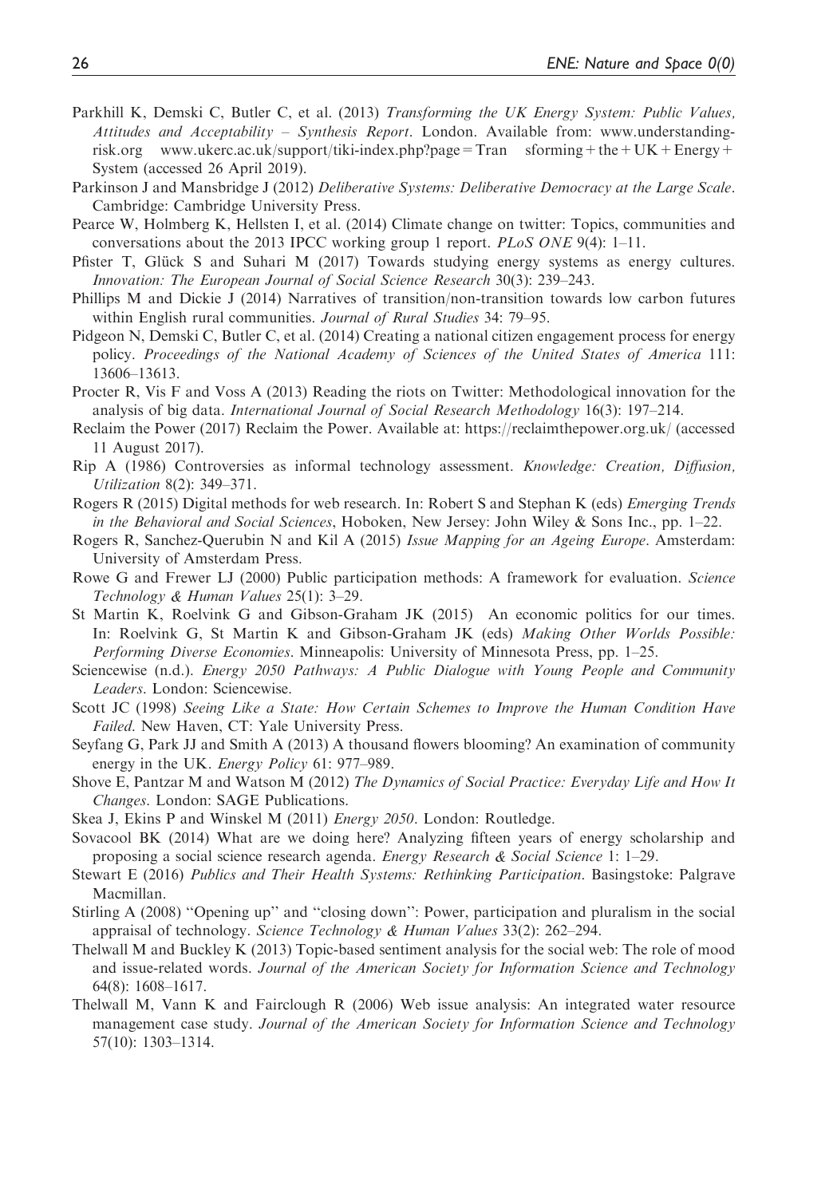Parkhill K, Demski C, Butler C, et al. (2013) *Transforming the UK Energy System: Public Values, Attitudes and Acceptability – Synthesis Report*. London. Available from: www.understanding-risk.org www.ukerc.ac.uk/support/tiki-index.php?page = Tran sforming + the + UK + Energy + System (accessed 26 April 2019).

Parkinson J and Mansbridge J (2012) *Deliberative Systems: Deliberative Democracy at the Large Scale*. Cambridge: Cambridge University Press.

Pearce W, Holmberg K, Hellsten I, et al. (2014) Climate change on twitter: Topics, communities and conversations about the 2013 IPCC working group 1 report. *PLoS ONE* 9(4): 1–11.

Pfister T, Glück S and Suhari M (2017) Towards studying energy systems as energy cultures. *Innovation: The European Journal of Social Science Research* 30(3): 239–243.

Phillips M and Dickie J (2014) Narratives of transition/non-transition towards low carbon futures within English rural communities. *Journal of Rural Studies* 34: 79–95.

Pidgeon N, Demski C, Butler C, et al. (2014) Creating a national citizen engagement process for energy policy. *Proceedings of the National Academy of Sciences of the United States of America* 111: 13606–13613.

Procter R, Vis F and Voss A (2013) Reading the riots on Twitter: Methodological innovation for the analysis of big data. *International Journal of Social Research Methodology* 16(3): 197–214.

Reclaim the Power (2017) Reclaim the Power. Available at: https://reclaimthepower.org.uk/ (accessed 11 August 2017).

Rip A (1986) Controversies as informal technology assessment. *Knowledge: Creation, Diffusion, Utilization* 8(2): 349–371.

Rogers R (2015) Digital methods for web research. In: Robert S and Stephan K (eds) *Emerging Trends in the Behavioral and Social Sciences*, Hoboken, New Jersey: John Wiley & Sons Inc., pp. 1–22.

Rogers R, Sanchez-Querubin N and Kil A (2015) *Issue Mapping for an Ageing Europe*. Amsterdam: University of Amsterdam Press.

Rowe G and Frewer LJ (2000) Public participation methods: A framework for evaluation. *Science Technology & Human Values* 25(1): 3–29.

St Martin K, Roelvink G and Gibson-Graham JK (2015) An economic politics for our times. In: Roelvink G, St Martin K and Gibson-Graham JK (eds) *Making Other Worlds Possible: Performing Diverse Economies*. Minneapolis: University of Minnesota Press, pp. 1–25.

Sciencewise (n.d.). *Energy 2050 Pathways: A Public Dialogue with Young People and Community Leaders*. London: Sciencewise.

Scott JC (1998) *Seeing Like a State: How Certain Schemes to Improve the Human Condition Have Failed*. New Haven, CT: Yale University Press.

Seyfang G, Park JJ and Smith A (2013) A thousand flowers blooming? An examination of community energy in the UK. *Energy Policy* 61: 977–989.

Shove E, Pantzar M and Watson M (2012) *The Dynamics of Social Practice: Everyday Life and How It Changes*. London: SAGE Publications.

Skea J, Ekins P and Winskel M (2011) *Energy 2050*. London: Routledge.

Sovacool BK (2014) What are we doing here? Analyzing fifteen years of energy scholarship and proposing a social science research agenda. *Energy Research & Social Science* 1: 1–29.

Stewart E (2016) *Publics and Their Health Systems: Rethinking Participation*. Basingstoke: Palgrave Macmillan.

Stirling A (2008) "Opening up" and "closing down": Power, participation and pluralism in the social appraisal of technology. *Science Technology & Human Values* 33(2): 262–294.

Thelwall M and Buckley K (2013) Topic-based sentiment analysis for the social web: The role of mood and issue-related words. *Journal of the American Society for Information Science and Technology* 64(8): 1608–1617.

Thelwall M, Vann K and Fairclough R (2006) Web issue analysis: An integrated water resource management case study. *Journal of the American Society for Information Science and Technology* 57(10): 1303–1314.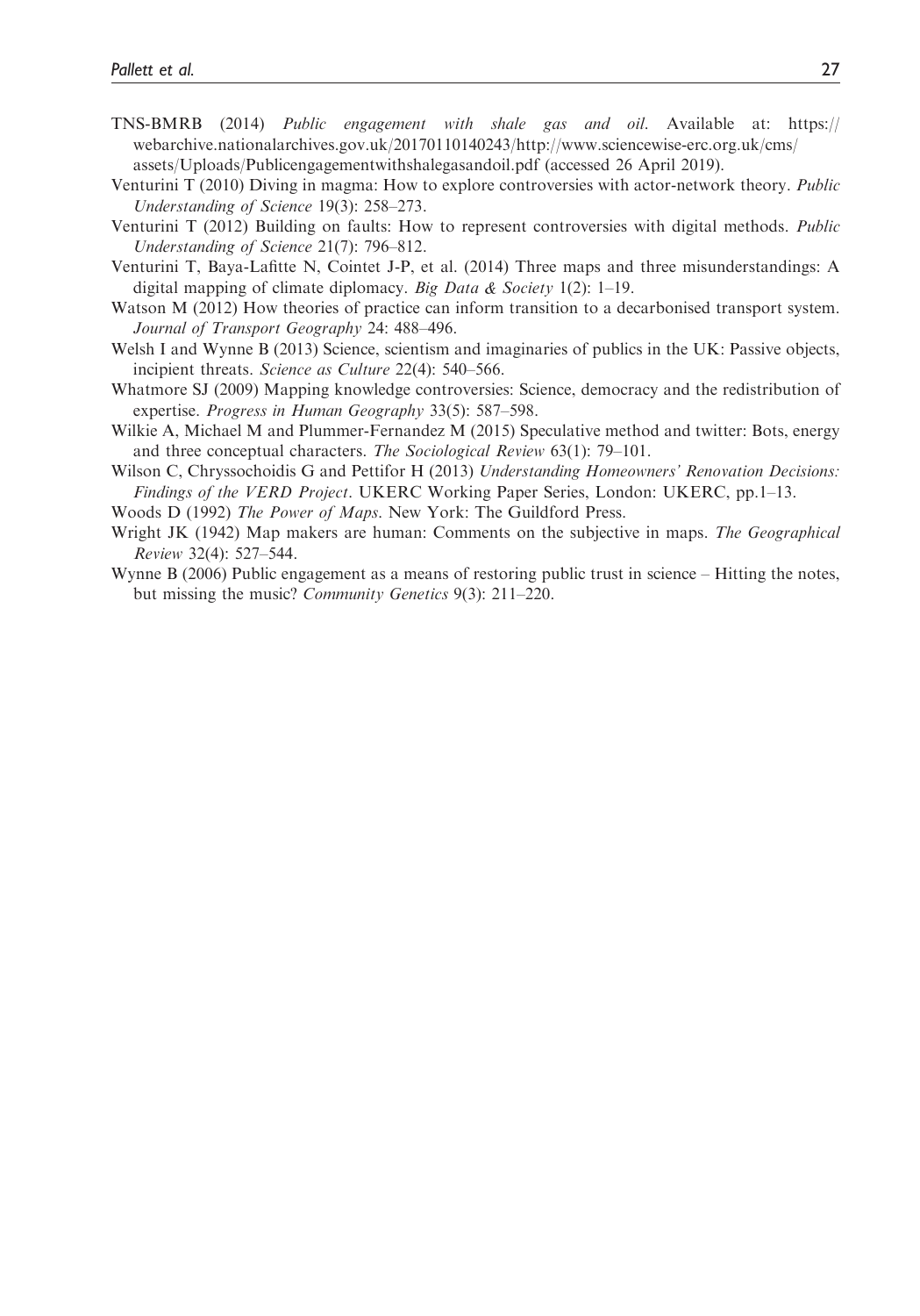TNS-BMRB (2014) *Public engagement with shale gas and oil*. Available at: https://webarchive.nationalarchives.gov.uk/20170110140243/http://www.sciencewise-erc.org.uk/cms/assets/Uploads/Publicengagementwithshalegasandoil.pdf (accessed 26 April 2019).

Venturini T (2010) Diving in magma: How to explore controversies with actor-network theory. *Public Understanding of Science* 19(3): 258–273.

Venturini T (2012) Building on faults: How to represent controversies with digital methods. *Public Understanding of Science* 21(7): 796–812.

Venturini T, Baya-Lafitte N, Cointet J-P, et al. (2014) Three maps and three misunderstandings: A digital mapping of climate diplomacy. *Big Data & Society* 1(2): 1–19.

Watson M (2012) How theories of practice can inform transition to a decarbonised transport system. *Journal of Transport Geography* 24: 488–496.

Welsh I and Wynne B (2013) Science, scientism and imaginaries of publics in the UK: Passive objects, incipient threats. *Science as Culture* 22(4): 540–566.

Whatmore SJ (2009) Mapping knowledge controversies: Science, democracy and the redistribution of expertise. *Progress in Human Geography* 33(5): 587–598.

Wilkie A, Michael M and Plummer-Fernandez M (2015) Speculative method and twitter: Bots, energy and three conceptual characters. *The Sociological Review* 63(1): 79–101.

Wilson C, Chryssochoidis G and Pettifor H (2013) *Understanding Homeowners' Renovation Decisions: Findings of the VERD Project*. UKERC Working Paper Series, London: UKERC, pp.1–13.

Woods D (1992) *The Power of Maps*. New York: The Guildford Press.

Wright JK (1942) Map makers are human: Comments on the subjective in maps. *The Geographical Review* 32(4): 527–544.

Wynne B (2006) Public engagement as a means of restoring public trust in science – Hitting the notes, but missing the music? *Community Genetics* 9(3): 211–220.